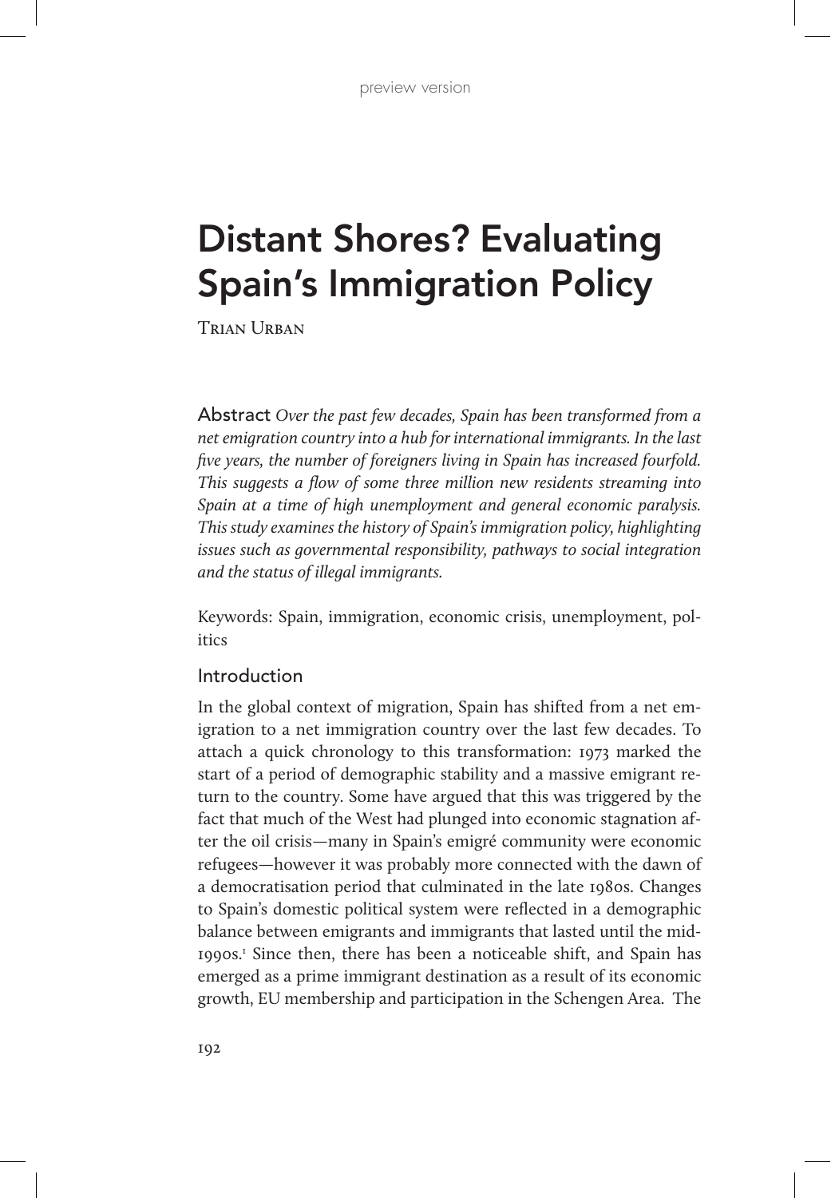# Distant Shores? Evaluating Spain's Immigration Policy

Trian Urban

**Abstract** *Over the past few decades, Spain has been transformed from a net emigration country into a hub for international immigrants. In the last five years, the number of foreigners living in Spain has increased fourfold. This suggests a flow of some three million new residents streaming into Spain at a time of high unemployment and general economic paralysis. This study examines the history of Spain's immigration policy, highlighting issues such as governmental responsibility, pathways to social integration and the status of illegal immigrants.*

Keywords: Spain, immigration, economic crisis, unemployment, politics

## Introduction

In the global context of migration, Spain has shifted from a net emigration to a net immigration country over the last few decades. To attach a quick chronology to this transformation: 1973 marked the start of a period of demographic stability and a massive emigrant return to the country. Some have argued that this was triggered by the fact that much of the West had plunged into economic stagnation after the oil crisis—many in Spain's emigré community were economic refugees—however it was probably more connected with the dawn of a democratisation period that culminated in the late 1980s. Changes to Spain's domestic political system were reflected in a demographic balance between emigrants and immigrants that lasted until the mid-1990s.[1] Since then, there has been a noticeable shift, and Spain has emerged as a prime immigrant destination as a result of its economic growth, EU membership and participation in the Schengen Area. The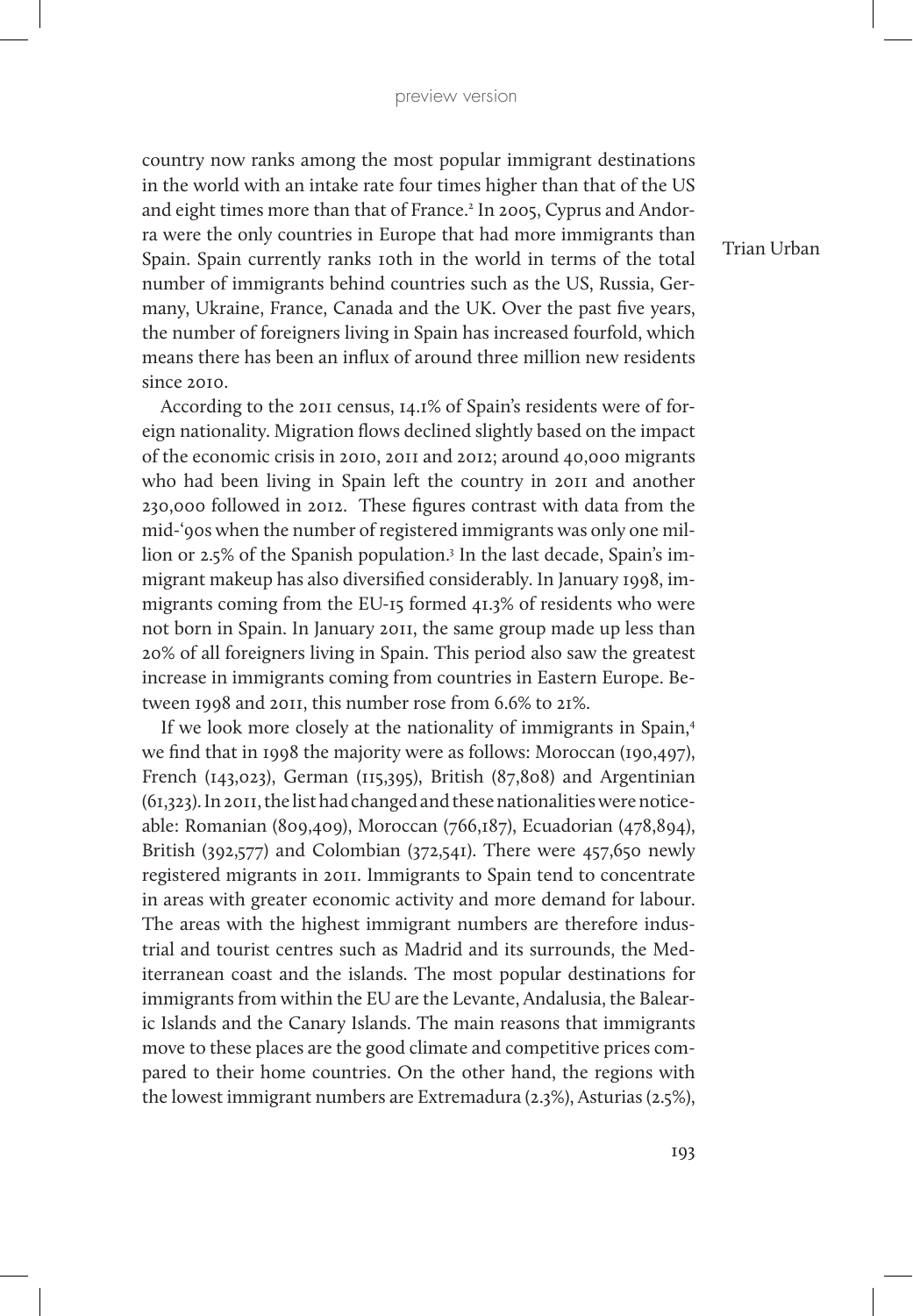country now ranks among the most popular immigrant destinations in the world with an intake rate four times higher than that of the US and eight times more than that of France.[2] In 2005, Cyprus and Andorra were the only countries in Europe that had more immigrants than Spain. Spain currently ranks 10th in the world in terms of the total number of immigrants behind countries such as the US, Russia, Germany, Ukraine, France, Canada and the UK. Over the past five years, the number of foreigners living in Spain has increased fourfold, which means there has been an influx of around three million new residents since 2010.

According to the 2011 census, 14.1% of Spain's residents were of foreign nationality. Migration flows declined slightly based on the impact of the economic crisis in 2010, 2011 and 2012; around 40,000 migrants who had been living in Spain left the country in 2011 and another 230,000 followed in 2012. These figures contrast with data from the mid-'90s when the number of registered immigrants was only one million or 2.5% of the Spanish population.[3] In the last decade, Spain's immigrant makeup has also diversified considerably. In January 1998, immigrants coming from the EU-15 formed 41.3% of residents who were not born in Spain. In January 2011, the same group made up less than 20% of all foreigners living in Spain. This period also saw the greatest increase in immigrants coming from countries in Eastern Europe. Between 1998 and 2011, this number rose from 6.6% to 21%.

If we look more closely at the nationality of immigrants in Spain,[4] we find that in 1998 the majority were as follows: Moroccan (190,497), French (143,023), German (115,395), British (87,808) and Argentinian (61,323). In 2011, the list had changed and these nationalities were noticeable: Romanian (809,409), Moroccan (766,187), Ecuadorian (478,894), British (392,577) and Colombian (372,541). There were 457,650 newly registered migrants in 2011. Immigrants to Spain tend to concentrate in areas with greater economic activity and more demand for labour. The areas with the highest immigrant numbers are therefore industrial and tourist centres such as Madrid and its surrounds, the Mediterranean coast and the islands. The most popular destinations for immigrants from within the EU are the Levante, Andalusia, the Balearic Islands and the Canary Islands. The main reasons that immigrants move to these places are the good climate and competitive prices compared to their home countries. On the other hand, the regions with the lowest immigrant numbers are Extremadura (2.3%), Asturias (2.5%),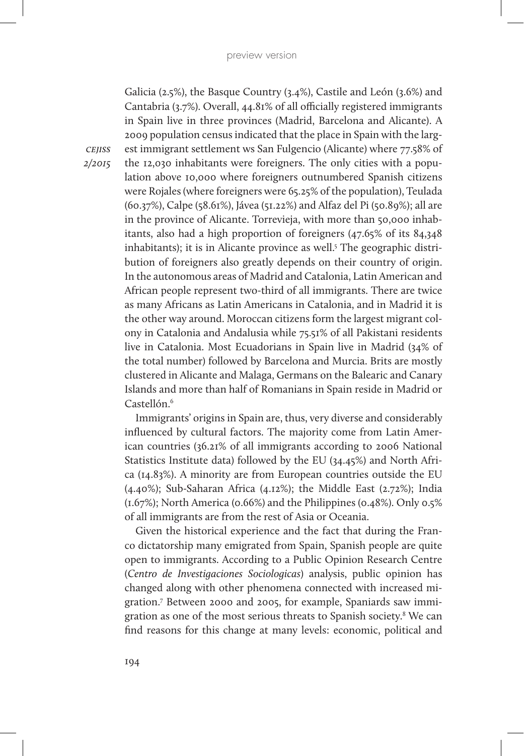Galicia (2.5%), the Basque Country (3.4%), Castile and León (3.6%) and Cantabria (3.7%). Overall, 44.81% of all officially registered immigrants in Spain live in three provinces (Madrid, Barcelona and Alicante). A 2009 population census indicated that the place in Spain with the largest immigrant settlement ws San Fulgencio (Alicante) where 77.58% of the 12,030 inhabitants were foreigners. The only cities with a population above 10,000 where foreigners outnumbered Spanish citizens were Rojales (where foreigners were 65.25% of the population), Teulada (60.37%), Calpe (58.61%), Jávea (51.22%) and Alfaz del Pi (50.89%); all are in the province of Alicante. Torrevieja, with more than 50,000 inhabitants, also had a high proportion of foreigners (47.65% of its 84,348 inhabitants); it is in Alicante province as well.[5] The geographic distribution of foreigners also greatly depends on their country of origin. In the autonomous areas of Madrid and Catalonia, Latin American and African people represent two-third of all immigrants. There are twice as many Africans as Latin Americans in Catalonia, and in Madrid it is the other way around. Moroccan citizens form the largest migrant colony in Catalonia and Andalusia while 75.51% of all Pakistani residents live in Catalonia. Most Ecuadorians in Spain live in Madrid (34% of the total number) followed by Barcelona and Murcia. Brits are mostly clustered in Alicante and Malaga, Germans on the Balearic and Canary Islands and more than half of Romanians in Spain reside in Madrid or Castellón.[6]

Immigrants' origins in Spain are, thus, very diverse and considerably influenced by cultural factors. The majority come from Latin American countries (36.21% of immigrants according to 2006 National Statistics Institute data) followed by the EU (34.45%) and North Africa (14.83%). A minority are from European countries outside the EU (4.40%); Sub-Saharan Africa (4.12%); the Middle East (2.72%); India (1.67%); North America (0.66%) and the Philippines (0.48%). Only 0.5% of all immigrants are from the rest of Asia or Oceania.

Given the historical experience and the fact that during the Franco dictatorship many emigrated from Spain, Spanish people are quite open to immigrants. According to a Public Opinion Research Centre (*Centro de Investigaciones Sociologicas*) analysis, public opinion has changed along with other phenomena connected with increased migration.[7] Between 2000 and 2005, for example, Spaniards saw immigration as one of the most serious threats to Spanish society.[8] We can find reasons for this change at many levels: economic, political and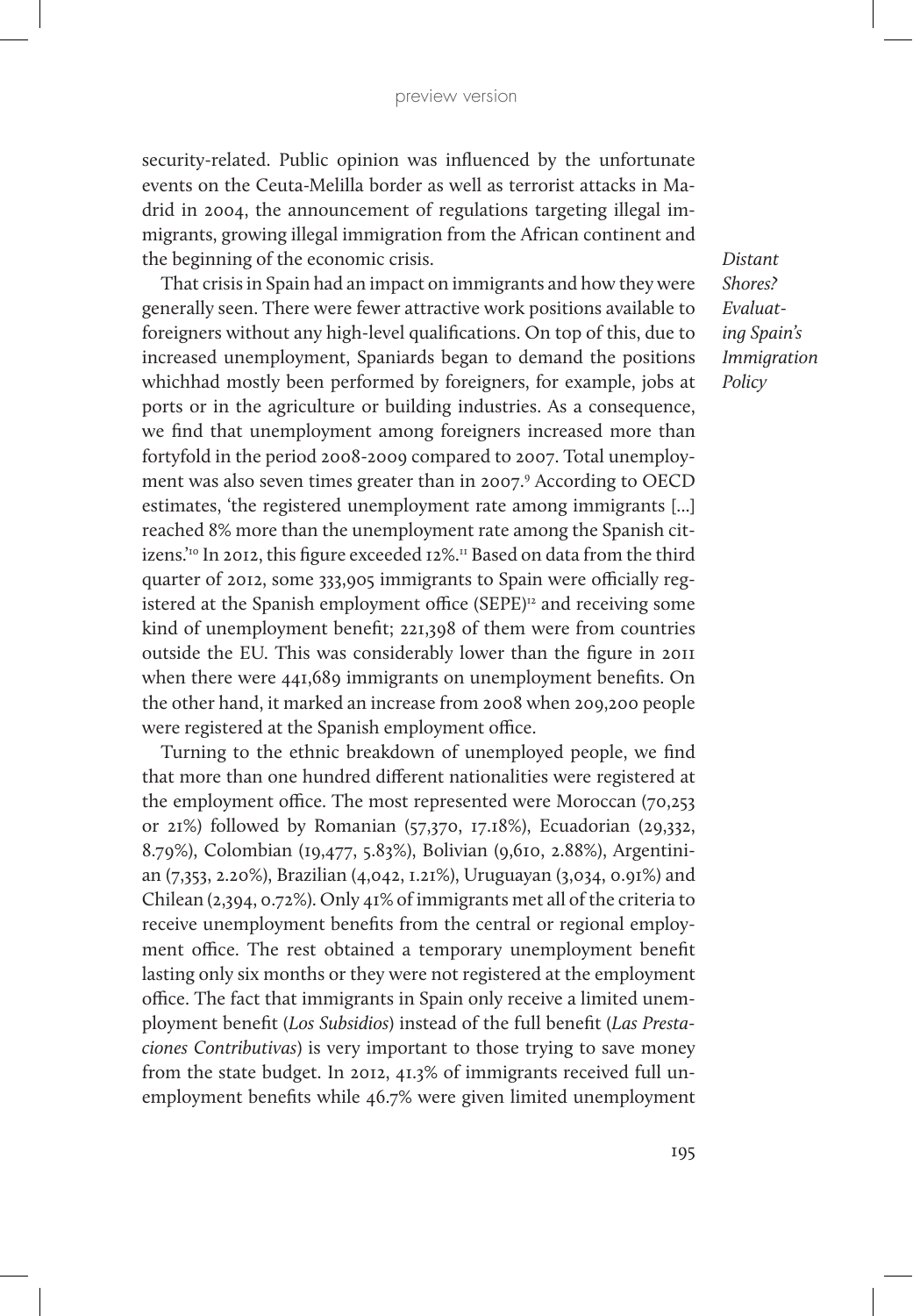security-related. Public opinion was influenced by the unfortunate events on the Ceuta-Melilla border as well as terrorist attacks in Madrid in 2004, the announcement of regulations targeting illegal immigrants, growing illegal immigration from the African continent and the beginning of the economic crisis.

That crisis in Spain had an impact on immigrants and how they were generally seen. There were fewer attractive work positions available to foreigners without any high-level qualifications. On top of this, due to increased unemployment, Spaniards began to demand the positions whichhad mostly been performed by foreigners, for example, jobs at ports or in the agriculture or building industries. As a consequence, we find that unemployment among foreigners increased more than fortyfold in the period 2008-2009 compared to 2007. Total unemployment was also seven times greater than in 2007.[9] According to OECD estimates, 'the registered unemployment rate among immigrants [...] reached 8% more than the unemployment rate among the Spanish citizens.'[10] In 2012, this figure exceeded 12%.[11] Based on data from the third quarter of 2012, some 333,905 immigrants to Spain were officially registered at the Spanish employment office (SEPE)[12] and receiving some kind of unemployment benefit; 221,398 of them were from countries outside the EU. This was considerably lower than the figure in 2011 when there were 441,689 immigrants on unemployment benefits. On the other hand, it marked an increase from 2008 when 209,200 people were registered at the Spanish employment office.

Turning to the ethnic breakdown of unemployed people, we find that more than one hundred different nationalities were registered at the employment office. The most represented were Moroccan (70,253 or 21%) followed by Romanian (57,370, 17.18%), Ecuadorian (29,332, 8.79%), Colombian (19,477, 5.83%), Bolivian (9,610, 2.88%), Argentinian (7,353, 2.20%), Brazilian (4,042, 1.21%), Uruguayan (3,034, 0.91%) and Chilean (2,394, 0.72%). Only 41% of immigrants met all of the criteria to receive unemployment benefits from the central or regional employment office. The rest obtained a temporary unemployment benefit lasting only six months or they were not registered at the employment office. The fact that immigrants in Spain only receive a limited unemployment benefit (*Los Subsidios*) instead of the full benefit (*Las Prestaciones Contributivas*) is very important to those trying to save money from the state budget. In 2012, 41.3% of immigrants received full unemployment benefits while 46.7% were given limited unemployment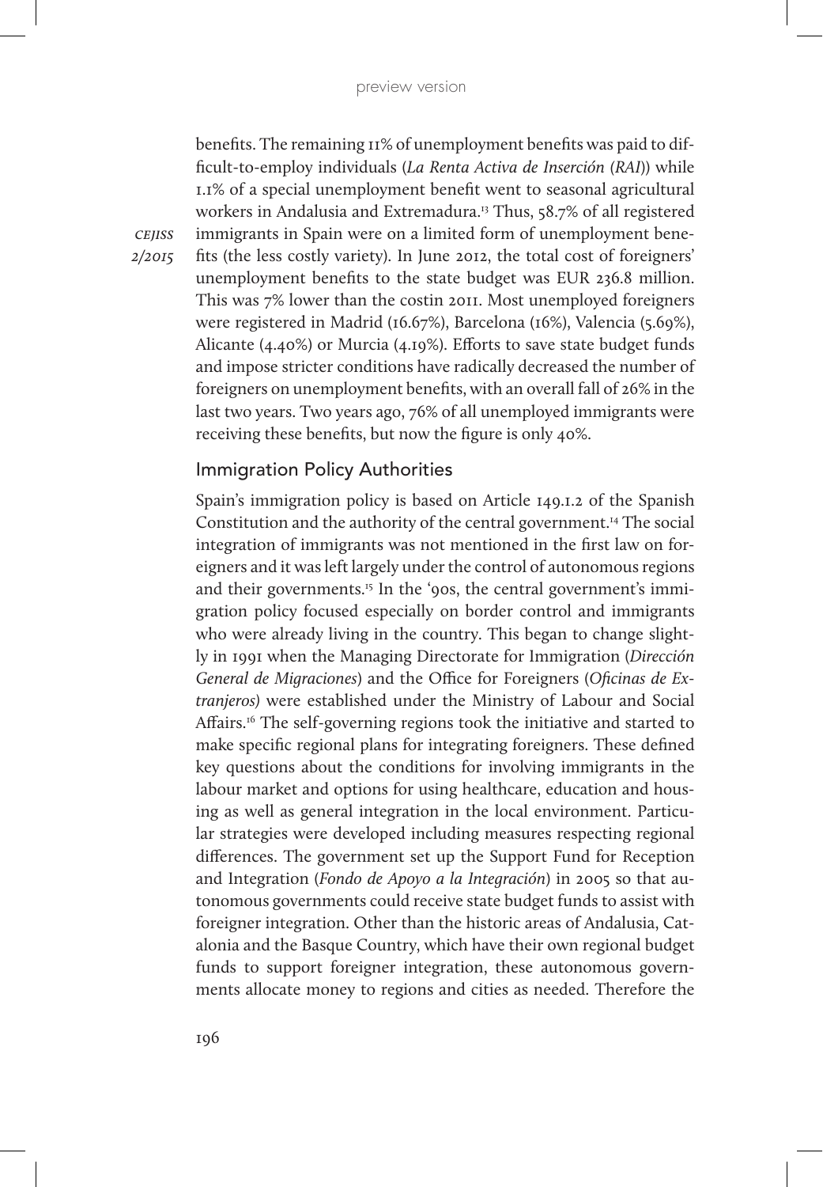benefits. The remaining 11% of unemployment benefits was paid to difficult-to-employ individuals (*La Renta Activa de Inserción (RAI)*) while 1.1% of a special unemployment benefit went to seasonal agricultural workers in Andalusia and Extremadura.[13] Thus, 58.7% of all registered immigrants in Spain were on a limited form of unemployment benefits (the less costly variety). In June 2012, the total cost of foreigners' unemployment benefits to the state budget was EUR 236.8 million. This was 7% lower than the costin 2011. Most unemployed foreigners were registered in Madrid (16.67%), Barcelona (16%), Valencia (5.69%), Alicante (4.40%) or Murcia (4.19%). Efforts to save state budget funds and impose stricter conditions have radically decreased the number of foreigners on unemployment benefits, with an overall fall of 26% in the last two years. Two years ago, 76% of all unemployed immigrants were receiving these benefits, but now the figure is only 40%.

## Immigration Policy Authorities

Spain's immigration policy is based on Article 149.1.2 of the Spanish Constitution and the authority of the central government.[14] The social integration of immigrants was not mentioned in the first law on foreigners and it was left largely under the control of autonomous regions and their governments.[15] In the '90s, the central government's immigration policy focused especially on border control and immigrants who were already living in the country. This began to change slightly in 1991 when the Managing Directorate for Immigration (*Dirección General de Migraciones*) and the Office for Foreigners (*Oficinas de Extranjeros)* were established under the Ministry of Labour and Social Affairs.[16] The self-governing regions took the initiative and started to make specific regional plans for integrating foreigners. These defined key questions about the conditions for involving immigrants in the labour market and options for using healthcare, education and housing as well as general integration in the local environment. Particular strategies were developed including measures respecting regional differences. The government set up the Support Fund for Reception and Integration (*Fondo de Apoyo a la Integración*) in 2005 so that autonomous governments could receive state budget funds to assist with foreigner integration. Other than the historic areas of Andalusia, Catalonia and the Basque Country, which have their own regional budget funds to support foreigner integration, these autonomous governments allocate money to regions and cities as needed. Therefore the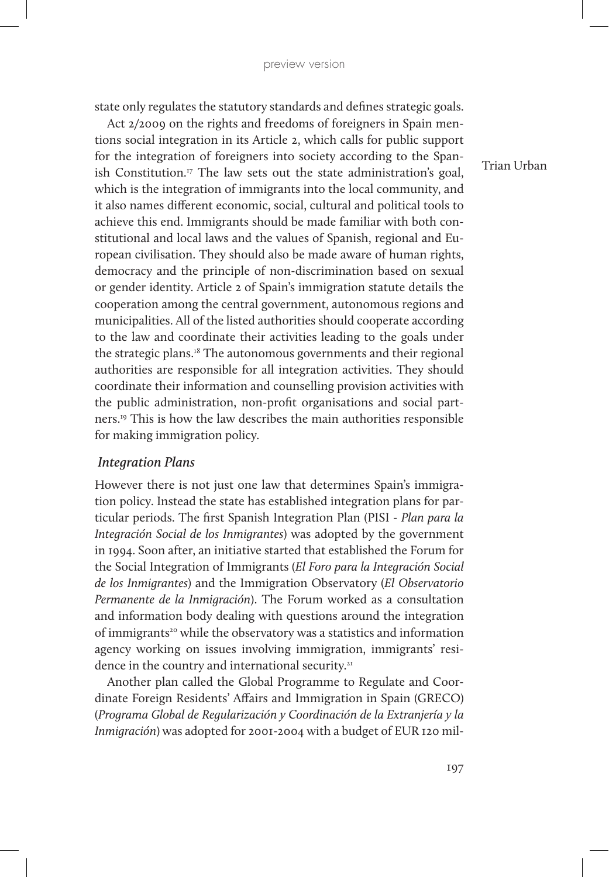state only regulates the statutory standards and defines strategic goals.

Act 2/2009 on the rights and freedoms of foreigners in Spain mentions social integration in its Article 2, which calls for public support for the integration of foreigners into society according to the Spanish Constitution.[17] The law sets out the state administration's goal, which is the integration of immigrants into the local community, and it also names different economic, social, cultural and political tools to achieve this end. Immigrants should be made familiar with both constitutional and local laws and the values of Spanish, regional and European civilisation. They should also be made aware of human rights, democracy and the principle of non-discrimination based on sexual or gender identity. Article 2 of Spain's immigration statute details the cooperation among the central government, autonomous regions and municipalities. All of the listed authorities should cooperate according to the law and coordinate their activities leading to the goals under the strategic plans.[18] The autonomous governments and their regional authorities are responsible for all integration activities. They should coordinate their information and counselling provision activities with the public administration, non-profit organisations and social partners.[19] This is how the law describes the main authorities responsible for making immigration policy.

### *Integration Plans*

However there is not just one law that determines Spain's immigration policy. Instead the state has established integration plans for particular periods. The first Spanish Integration Plan (PISI - *Plan para la Integración Social de los Inmigrantes*) was adopted by the government in 1994. Soon after, an initiative started that established the Forum for the Social Integration of Immigrants (*El Foro para la Integración Social de los Inmigrantes*) and the Immigration Observatory (*El Observatorio Permanente de la Inmigración*). The Forum worked as a consultation and information body dealing with questions around the integration of immigrants[20] while the observatory was a statistics and information agency working on issues involving immigration, immigrants' residence in the country and international security.[21]

Another plan called the Global Programme to Regulate and Coordinate Foreign Residents' Affairs and Immigration in Spain (GRECO) (*Programa Global de Regularización y Coordinación de la Extranjería y la Inmigración*) was adopted for 2001-2004 with a budget of EUR 120 mil-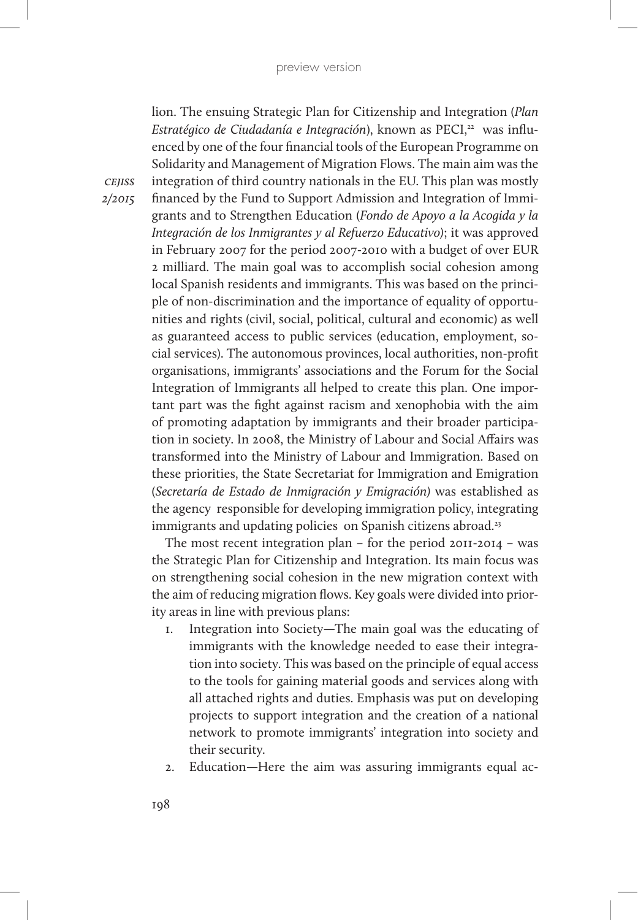lion. The ensuing Strategic Plan for Citizenship and Integration (*Plan Estratégico de Ciudadanía e Integración*), known as PECI,[22] was influenced by one of the four financial tools of the European Programme on Solidarity and Management of Migration Flows. The main aim was the integration of third country nationals in the EU. This plan was mostly financed by the Fund to Support Admission and Integration of Immigrants and to Strengthen Education (*Fondo de Apoyo a la Acogida y la Integración de los Inmigrantes y al Refuerzo Educativo*); it was approved in February 2007 for the period 2007-2010 with a budget of over EUR 2 milliard. The main goal was to accomplish social cohesion among local Spanish residents and immigrants. This was based on the principle of non-discrimination and the importance of equality of opportunities and rights (civil, social, political, cultural and economic) as well as guaranteed access to public services (education, employment, social services). The autonomous provinces, local authorities, non-profit organisations, immigrants' associations and the Forum for the Social Integration of Immigrants all helped to create this plan. One important part was the fight against racism and xenophobia with the aim of promoting adaptation by immigrants and their broader participation in society. In 2008, the Ministry of Labour and Social Affairs was transformed into the Ministry of Labour and Immigration. Based on these priorities, the State Secretariat for Immigration and Emigration (*Secretaría de Estado de Inmigración y Emigración)* was established as the agency responsible for developing immigration policy, integrating immigrants and updating policies on Spanish citizens abroad.[23]

The most recent integration plan – for the period 2011-2014 – was the Strategic Plan for Citizenship and Integration. Its main focus was on strengthening social cohesion in the new migration context with the aim of reducing migration flows. Key goals were divided into priority areas in line with previous plans:

1. Integration into Society—The main goal was the educating of immigrants with the knowledge needed to ease their integration into society. This was based on the principle of equal access to the tools for gaining material goods and services along with all attached rights and duties. Emphasis was put on developing projects to support integration and the creation of a national network to promote immigrants' integration into society and their security.
2. Education—Here the aim was assuring immigrants equal ac-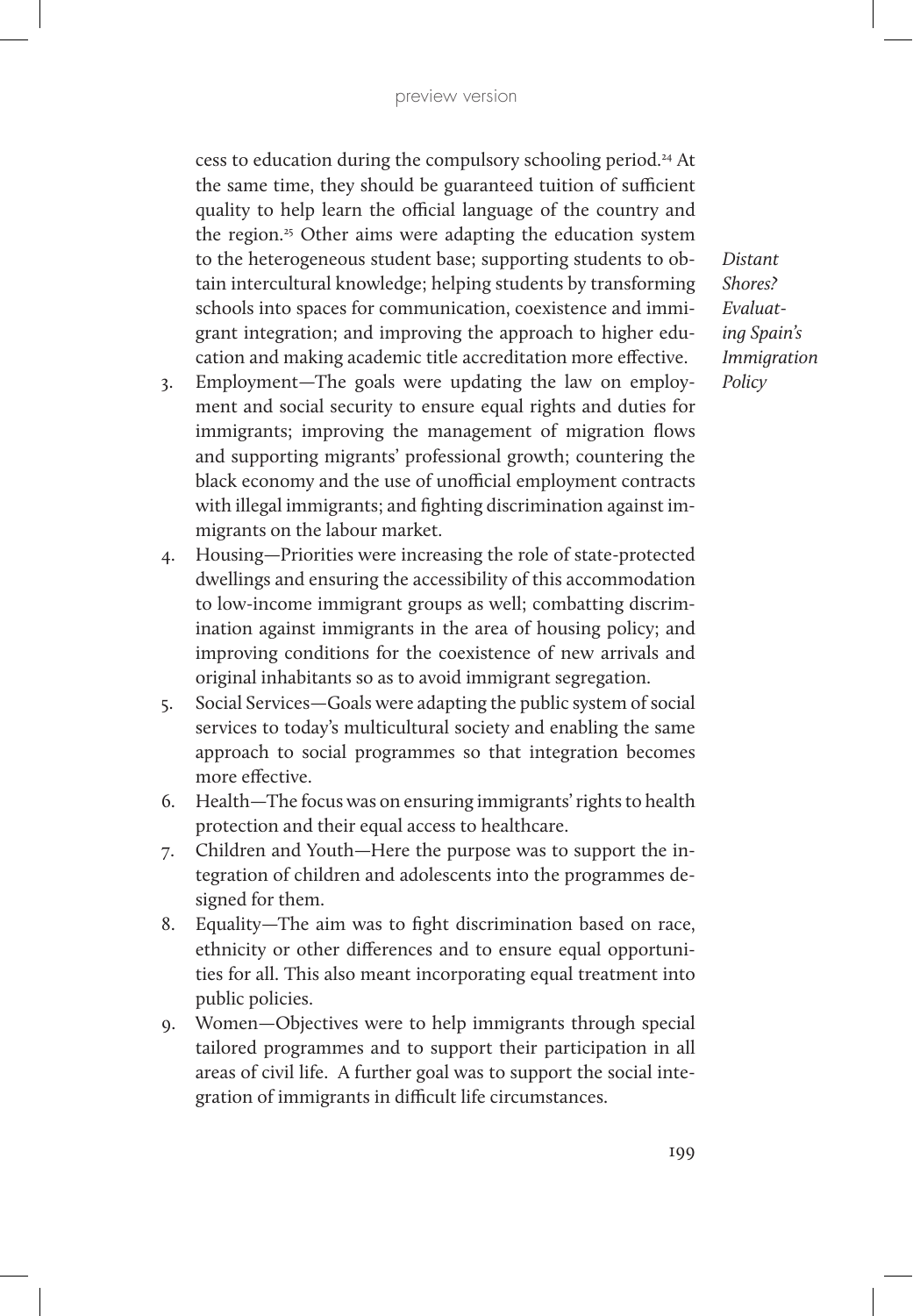cess to education during the compulsory schooling period.[24] At the same time, they should be guaranteed tuition of sufficient quality to help learn the official language of the country and the region.[25] Other aims were adapting the education system to the heterogeneous student base; supporting students to obtain intercultural knowledge; helping students by transforming schools into spaces for communication, coexistence and immigrant integration; and improving the approach to higher education and making academic title accreditation more effective.

3. Employment—The goals were updating the law on employment and social security to ensure equal rights and duties for immigrants; improving the management of migration flows and supporting migrants' professional growth; countering the black economy and the use of unofficial employment contracts with illegal immigrants; and fighting discrimination against immigrants on the labour market.
4. Housing—Priorities were increasing the role of state-protected dwellings and ensuring the accessibility of this accommodation to low-income immigrant groups as well; combatting discrimination against immigrants in the area of housing policy; and improving conditions for the coexistence of new arrivals and original inhabitants so as to avoid immigrant segregation.
5. Social Services—Goals were adapting the public system of social services to today's multicultural society and enabling the same approach to social programmes so that integration becomes more effective.
6. Health—The focus was on ensuring immigrants' rights to health protection and their equal access to healthcare.
7. Children and Youth—Here the purpose was to support the integration of children and adolescents into the programmes designed for them.
8. Equality—The aim was to fight discrimination based on race, ethnicity or other differences and to ensure equal opportunities for all. This also meant incorporating equal treatment into public policies.
9. Women—Objectives were to help immigrants through special tailored programmes and to support their participation in all areas of civil life. A further goal was to support the social integration of immigrants in difficult life circumstances.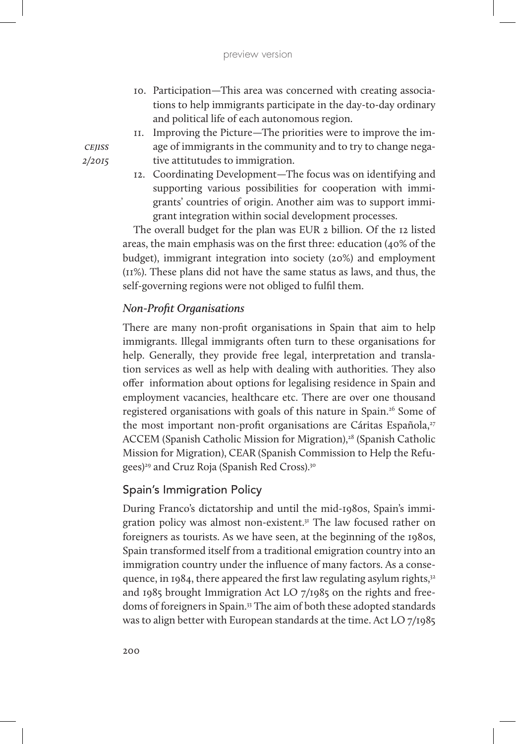10. Participation—This area was concerned with creating associations to help immigrants participate in the day-to-day ordinary and political life of each autonomous region.
11. Improving the Picture—The priorities were to improve the image of immigrants in the community and to try to change negative attitutudes to immigration.
12. Coordinating Development—The focus was on identifying and supporting various possibilities for cooperation with immigrants' countries of origin. Another aim was to support immigrant integration within social development processes.

The overall budget for the plan was EUR 2 billion. Of the 12 listed areas, the main emphasis was on the first three: education (40% of the budget), immigrant integration into society (20%) and employment (11%). These plans did not have the same status as laws, and thus, the self-governing regions were not obliged to fulfil them.

### *Non-Profit Organisations*

There are many non-profit organisations in Spain that aim to help immigrants. Illegal immigrants often turn to these organisations for help. Generally, they provide free legal, interpretation and translation services as well as help with dealing with authorities. They also offer information about options for legalising residence in Spain and employment vacancies, healthcare etc. There are over one thousand registered organisations with goals of this nature in Spain.[26] Some of the most important non-profit organisations are Cáritas Española,[27] ACCEM (Spanish Catholic Mission for Migration),[28] (Spanish Catholic Mission for Migration), CEAR (Spanish Commission to Help the Refugees)[29] and Cruz Roja (Spanish Red Cross).[30]

## Spain's Immigration Policy

During Franco's dictatorship and until the mid-1980s, Spain's immigration policy was almost non-existent.[31] The law focused rather on foreigners as tourists. As we have seen, at the beginning of the 1980s, Spain transformed itself from a traditional emigration country into an immigration country under the influence of many factors. As a consequence, in 1984, there appeared the first law regulating asylum rights,[32] and 1985 brought Immigration Act LO 7/1985 on the rights and freedoms of foreigners in Spain.[33] The aim of both these adopted standards was to align better with European standards at the time. Act LO 7/1985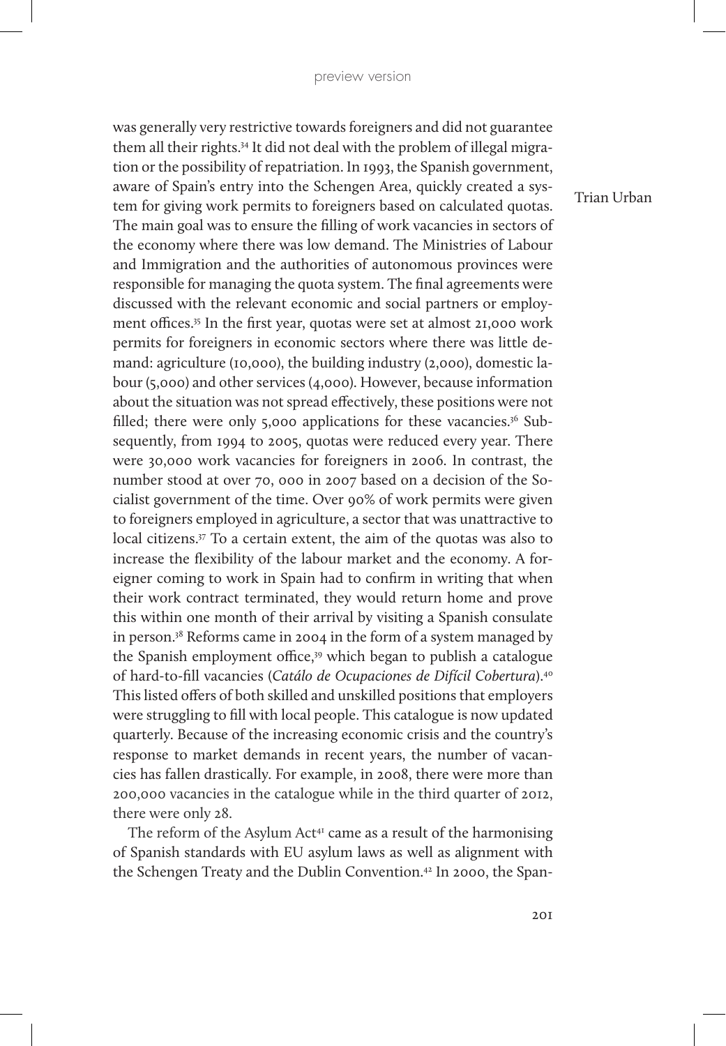was generally very restrictive towards foreigners and did not guarantee them all their rights.[34] It did not deal with the problem of illegal migration or the possibility of repatriation. In 1993, the Spanish government, aware of Spain's entry into the Schengen Area, quickly created a system for giving work permits to foreigners based on calculated quotas. The main goal was to ensure the filling of work vacancies in sectors of the economy where there was low demand. The Ministries of Labour and Immigration and the authorities of autonomous provinces were responsible for managing the quota system. The final agreements were discussed with the relevant economic and social partners or employment offices.[35] In the first year, quotas were set at almost 21,000 work permits for foreigners in economic sectors where there was little demand: agriculture (10,000), the building industry (2,000), domestic labour (5,000) and other services (4,000). However, because information about the situation was not spread effectively, these positions were not filled; there were only 5,000 applications for these vacancies.[36] Subsequently, from 1994 to 2005, quotas were reduced every year. There were 30,000 work vacancies for foreigners in 2006. In contrast, the number stood at over 70, 000 in 2007 based on a decision of the Socialist government of the time. Over 90% of work permits were given to foreigners employed in agriculture, a sector that was unattractive to local citizens.[37] To a certain extent, the aim of the quotas was also to increase the flexibility of the labour market and the economy. A foreigner coming to work in Spain had to confirm in writing that when their work contract terminated, they would return home and prove this within one month of their arrival by visiting a Spanish consulate in person.[38] Reforms came in 2004 in the form of a system managed by the Spanish employment office,[39] which began to publish a catalogue of hard-to-fill vacancies (*Catálo de Ocupaciones de Difícil Cobertura*).[40] This listed offers of both skilled and unskilled positions that employers were struggling to fill with local people. This catalogue is now updated quarterly. Because of the increasing economic crisis and the country's response to market demands in recent years, the number of vacancies has fallen drastically. For example, in 2008, there were more than 200,000 vacancies in the catalogue while in the third quarter of 2012, there were only 28.

The reform of the Asylum Act[41] came as a result of the harmonising of Spanish standards with EU asylum laws as well as alignment with the Schengen Treaty and the Dublin Convention.[42] In 2000, the Span-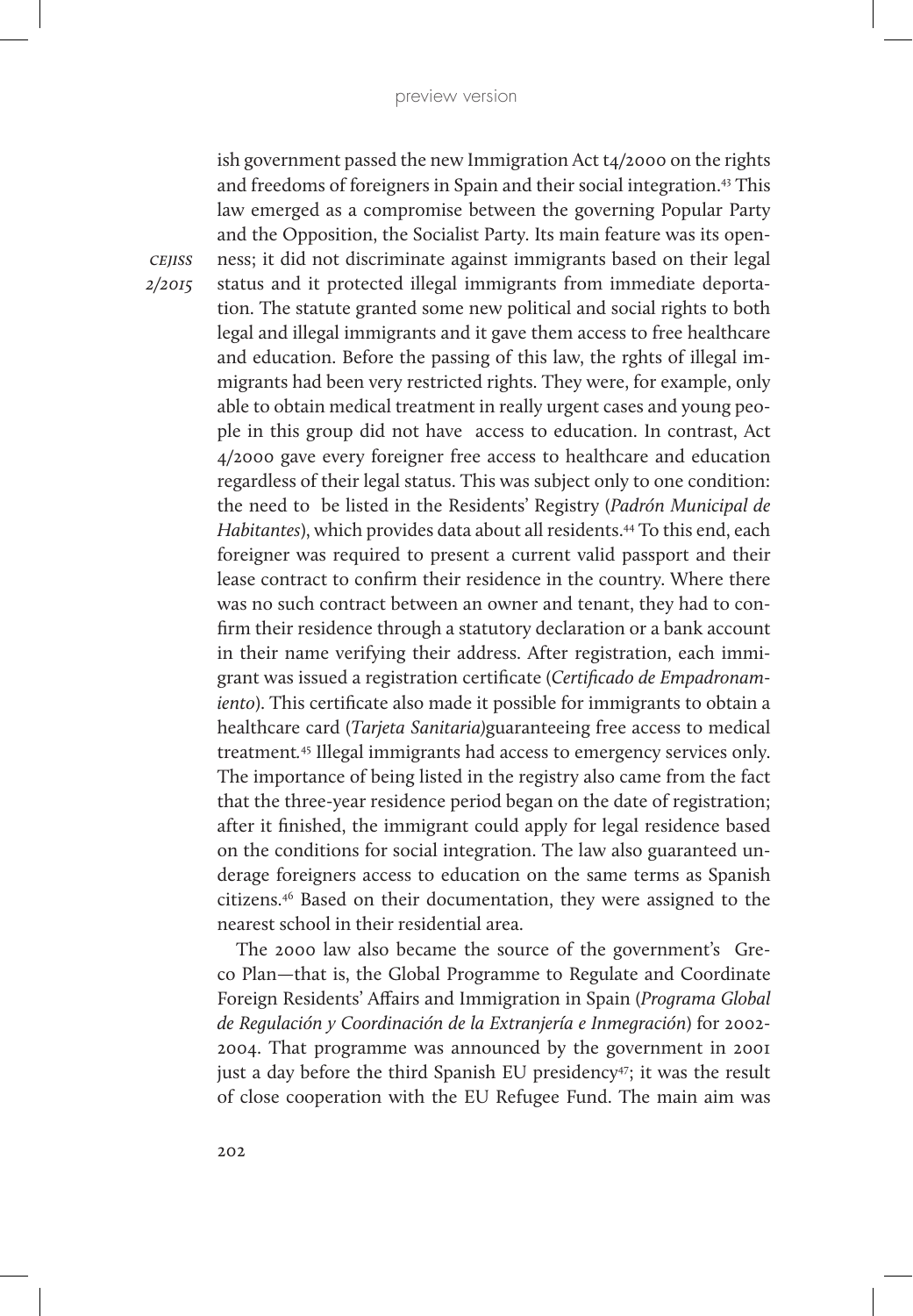ish government passed the new Immigration Act t4/2000 on the rights and freedoms of foreigners in Spain and their social integration.[43] This law emerged as a compromise between the governing Popular Party and the Opposition, the Socialist Party. Its main feature was its openness; it did not discriminate against immigrants based on their legal status and it protected illegal immigrants from immediate deportation. The statute granted some new political and social rights to both legal and illegal immigrants and it gave them access to free healthcare and education. Before the passing of this law, the rghts of illegal immigrants had been very restricted rights. They were, for example, only able to obtain medical treatment in really urgent cases and young people in this group did not have access to education. In contrast, Act 4/2000 gave every foreigner free access to healthcare and education regardless of their legal status. This was subject only to one condition: the need to be listed in the Residents' Registry (*Padrón Municipal de Habitantes*), which provides data about all residents.[44] To this end, each foreigner was required to present a current valid passport and their lease contract to confirm their residence in the country. Where there was no such contract between an owner and tenant, they had to confirm their residence through a statutory declaration or a bank account in their name verifying their address. After registration, each immigrant was issued a registration certificate (*Certificado de Empadronamiento*). This certificate also made it possible for immigrants to obtain a healthcare card (*Tarjeta Sanitaria)*guaranteeing free access to medical treatment.[45] Illegal immigrants had access to emergency services only. The importance of being listed in the registry also came from the fact that the three-year residence period began on the date of registration; after it finished, the immigrant could apply for legal residence based on the conditions for social integration. The law also guaranteed underage foreigners access to education on the same terms as Spanish citizens.[46] Based on their documentation, they were assigned to the nearest school in their residential area.

The 2000 law also became the source of the government's Greco Plan—that is, the Global Programme to Regulate and Coordinate Foreign Residents' Affairs and Immigration in Spain (*Programa Global de Regulación y Coordinación de la Extranjería e Inmegración*) for 2002-2004. That programme was announced by the government in 2001 just a day before the third Spanish EU presidency[47]; it was the result of close cooperation with the EU Refugee Fund. The main aim was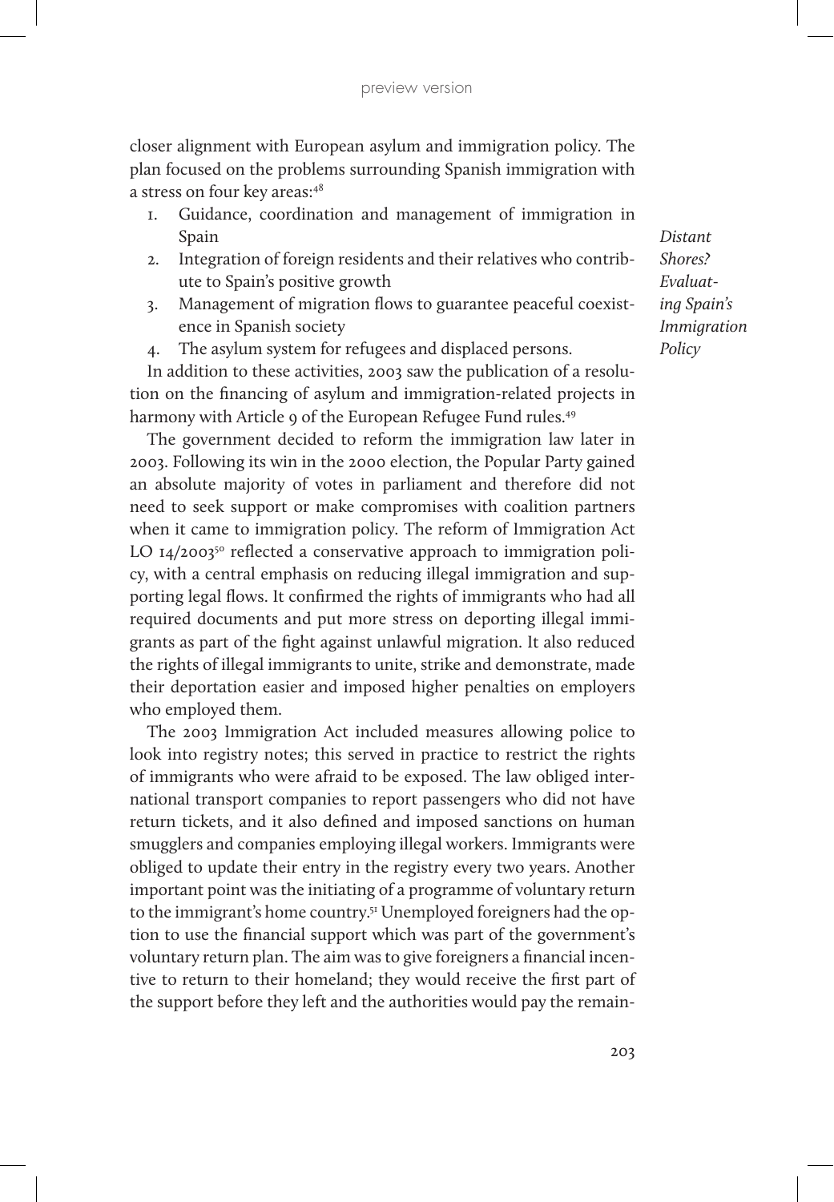closer alignment with European asylum and immigration policy. The plan focused on the problems surrounding Spanish immigration with a stress on four key areas:[48]

1. Guidance, coordination and management of immigration in Spain
2. Integration of foreign residents and their relatives who contribute to Spain's positive growth
3. Management of migration flows to guarantee peaceful coexistence in Spanish society
4. The asylum system for refugees and displaced persons.

In addition to these activities, 2003 saw the publication of a resolution on the financing of asylum and immigration-related projects in harmony with Article 9 of the European Refugee Fund rules.[49]

The government decided to reform the immigration law later in 2003. Following its win in the 2000 election, the Popular Party gained an absolute majority of votes in parliament and therefore did not need to seek support or make compromises with coalition partners when it came to immigration policy. The reform of Immigration Act LO 14/2003[50] reflected a conservative approach to immigration policy, with a central emphasis on reducing illegal immigration and supporting legal flows. It confirmed the rights of immigrants who had all required documents and put more stress on deporting illegal immigrants as part of the fight against unlawful migration. It also reduced the rights of illegal immigrants to unite, strike and demonstrate, made their deportation easier and imposed higher penalties on employers who employed them.

The 2003 Immigration Act included measures allowing police to look into registry notes; this served in practice to restrict the rights of immigrants who were afraid to be exposed. The law obliged international transport companies to report passengers who did not have return tickets, and it also defined and imposed sanctions on human smugglers and companies employing illegal workers. Immigrants were obliged to update their entry in the registry every two years. Another important point was the initiating of a programme of voluntary return to the immigrant's home country.[51] Unemployed foreigners had the option to use the financial support which was part of the government's voluntary return plan. The aim was to give foreigners a financial incentive to return to their homeland; they would receive the first part of the support before they left and the authorities would pay the remain-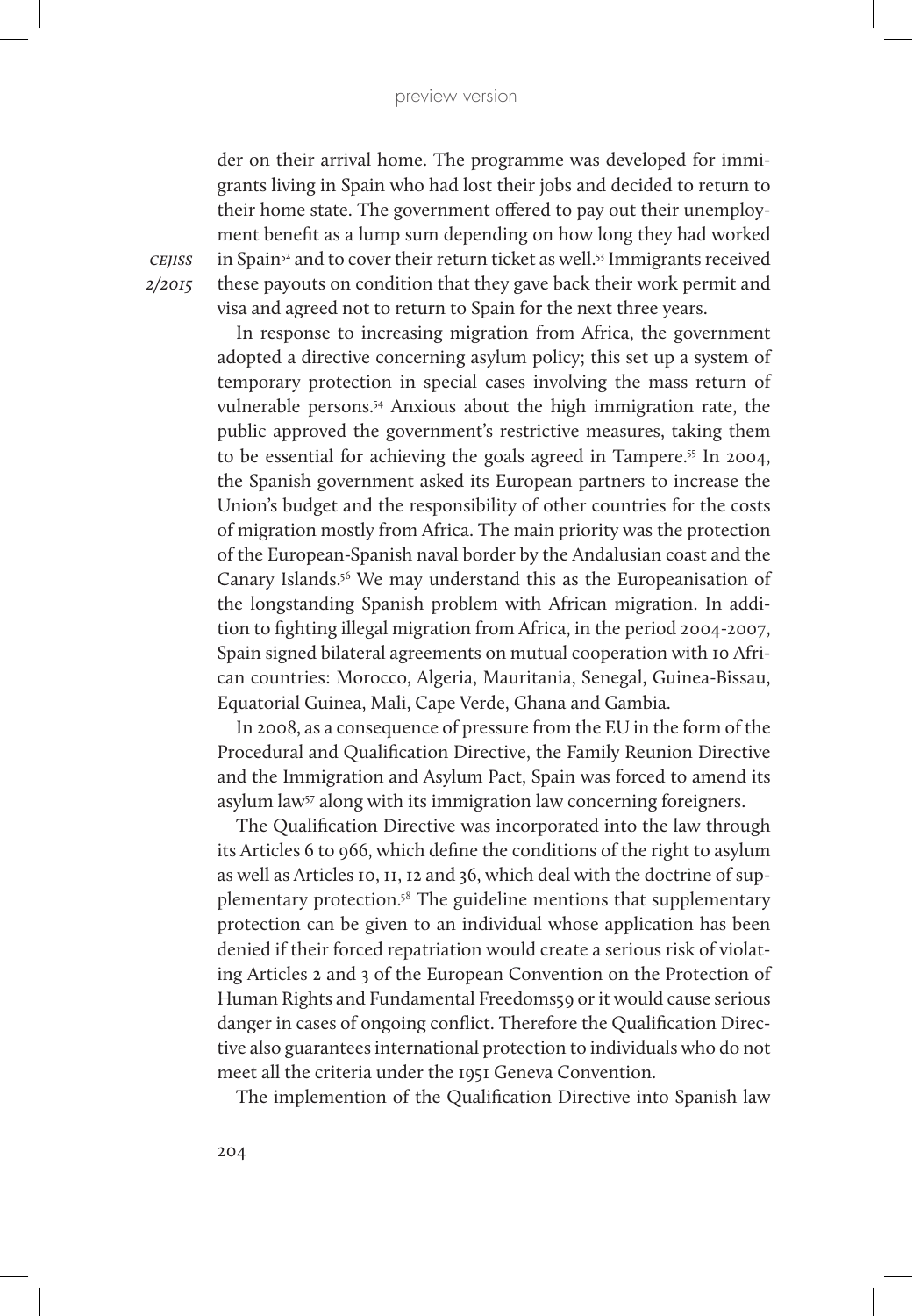der on their arrival home. The programme was developed for immigrants living in Spain who had lost their jobs and decided to return to their home state. The government offered to pay out their unemployment benefit as a lump sum depending on how long they had worked in Spain[52] and to cover their return ticket as well.[53] Immigrants received these payouts on condition that they gave back their work permit and visa and agreed not to return to Spain for the next three years.

In response to increasing migration from Africa, the government adopted a directive concerning asylum policy; this set up a system of temporary protection in special cases involving the mass return of vulnerable persons.[54] Anxious about the high immigration rate, the public approved the government's restrictive measures, taking them to be essential for achieving the goals agreed in Tampere.[55] In 2004, the Spanish government asked its European partners to increase the Union's budget and the responsibility of other countries for the costs of migration mostly from Africa. The main priority was the protection of the European-Spanish naval border by the Andalusian coast and the Canary Islands.[56] We may understand this as the Europeanisation of the longstanding Spanish problem with African migration. In addition to fighting illegal migration from Africa, in the period 2004-2007, Spain signed bilateral agreements on mutual cooperation with 10 African countries: Morocco, Algeria, Mauritania, Senegal, Guinea-Bissau, Equatorial Guinea, Mali, Cape Verde, Ghana and Gambia.

In 2008, as a consequence of pressure from the EU in the form of the Procedural and Qualification Directive, the Family Reunion Directive and the Immigration and Asylum Pact, Spain was forced to amend its asylum law[57] along with its immigration law concerning foreigners.

The Qualification Directive was incorporated into the law through its Articles 6 to 966, which define the conditions of the right to asylum as well as Articles 10, 11, 12 and 36, which deal with the doctrine of supplementary protection.[58] The guideline mentions that supplementary protection can be given to an individual whose application has been denied if their forced repatriation would create a serious risk of violating Articles 2 and 3 of the European Convention on the Protection of Human Rights and Fundamental Freedoms59 or it would cause serious danger in cases of ongoing conflict. Therefore the Qualification Directive also guarantees international protection to individuals who do not meet all the criteria under the 1951 Geneva Convention.

The implemention of the Qualification Directive into Spanish law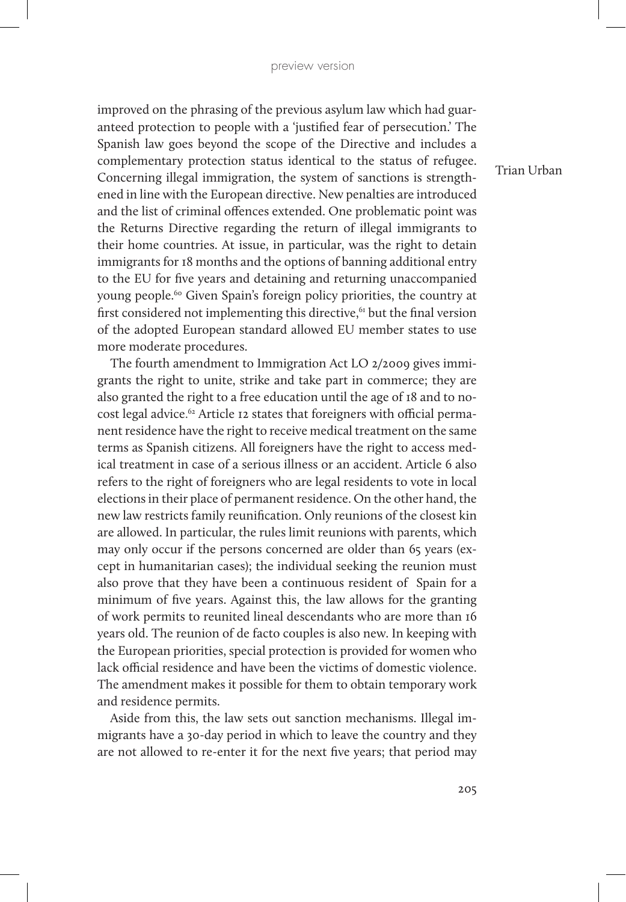improved on the phrasing of the previous asylum law which had guaranteed protection to people with a 'justified fear of persecution.' The Spanish law goes beyond the scope of the Directive and includes a complementary protection status identical to the status of refugee. Concerning illegal immigration, the system of sanctions is strengthened in line with the European directive. New penalties are introduced and the list of criminal offences extended. One problematic point was the Returns Directive regarding the return of illegal immigrants to their home countries. At issue, in particular, was the right to detain immigrants for 18 months and the options of banning additional entry to the EU for five years and detaining and returning unaccompanied young people.[60] Given Spain's foreign policy priorities, the country at first considered not implementing this directive,[61] but the final version of the adopted European standard allowed EU member states to use more moderate procedures.

The fourth amendment to Immigration Act LO 2/2009 gives immigrants the right to unite, strike and take part in commerce; they are also granted the right to a free education until the age of 18 and to no-cost legal advice.[62] Article 12 states that foreigners with official permanent residence have the right to receive medical treatment on the same terms as Spanish citizens. All foreigners have the right to access medical treatment in case of a serious illness or an accident. Article 6 also refers to the right of foreigners who are legal residents to vote in local elections in their place of permanent residence. On the other hand, the new law restricts family reunification. Only reunions of the closest kin are allowed. In particular, the rules limit reunions with parents, which may only occur if the persons concerned are older than 65 years (except in humanitarian cases); the individual seeking the reunion must also prove that they have been a continuous resident of Spain for a minimum of five years. Against this, the law allows for the granting of work permits to reunited lineal descendants who are more than 16 years old. The reunion of de facto couples is also new. In keeping with the European priorities, special protection is provided for women who lack official residence and have been the victims of domestic violence. The amendment makes it possible for them to obtain temporary work and residence permits.

Aside from this, the law sets out sanction mechanisms. Illegal immigrants have a 30-day period in which to leave the country and they are not allowed to re-enter it for the next five years; that period may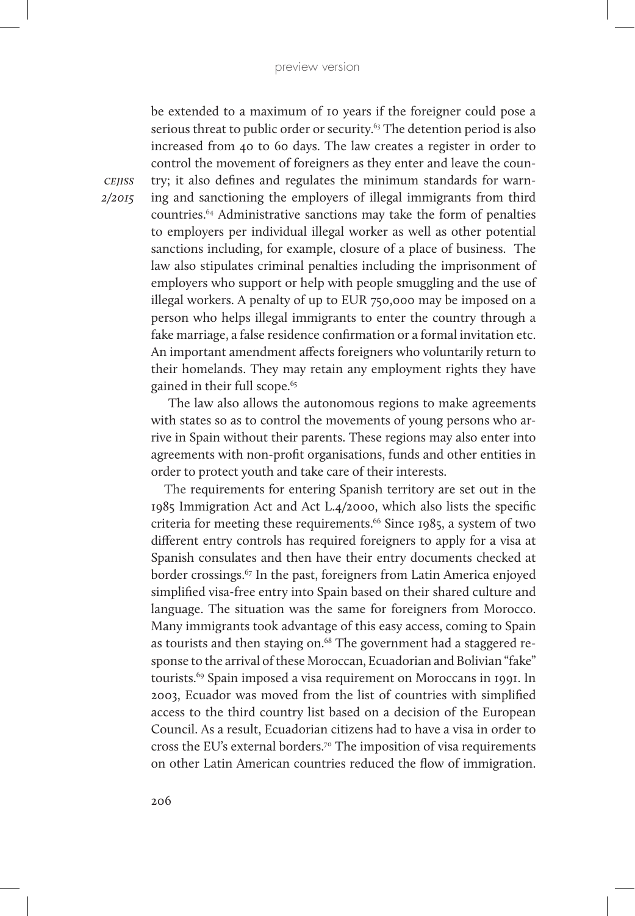be extended to a maximum of 10 years if the foreigner could pose a serious threat to public order or security.[63] The detention period is also increased from 40 to 60 days. The law creates a register in order to control the movement of foreigners as they enter and leave the country; it also defines and regulates the minimum standards for warning and sanctioning the employers of illegal immigrants from third countries.[64] Administrative sanctions may take the form of penalties to employers per individual illegal worker as well as other potential sanctions including, for example, closure of a place of business. The law also stipulates criminal penalties including the imprisonment of employers who support or help with people smuggling and the use of illegal workers. A penalty of up to EUR 750,000 may be imposed on a person who helps illegal immigrants to enter the country through a fake marriage, a false residence confirmation or a formal invitation etc. An important amendment affects foreigners who voluntarily return to their homelands. They may retain any employment rights they have gained in their full scope.[65]

The law also allows the autonomous regions to make agreements with states so as to control the movements of young persons who arrive in Spain without their parents. These regions may also enter into agreements with non-profit organisations, funds and other entities in order to protect youth and take care of their interests.

The requirements for entering Spanish territory are set out in the 1985 Immigration Act and Act L.4/2000, which also lists the specific criteria for meeting these requirements.[66] Since 1985, a system of two different entry controls has required foreigners to apply for a visa at Spanish consulates and then have their entry documents checked at border crossings.[67] In the past, foreigners from Latin America enjoyed simplified visa-free entry into Spain based on their shared culture and language. The situation was the same for foreigners from Morocco. Many immigrants took advantage of this easy access, coming to Spain as tourists and then staying on.[68] The government had a staggered response to the arrival of these Moroccan, Ecuadorian and Bolivian "fake" tourists.[69] Spain imposed a visa requirement on Moroccans in 1991. In 2003, Ecuador was moved from the list of countries with simplified access to the third country list based on a decision of the European Council. As a result, Ecuadorian citizens had to have a visa in order to cross the EU's external borders.[70] The imposition of visa requirements on other Latin American countries reduced the flow of immigration.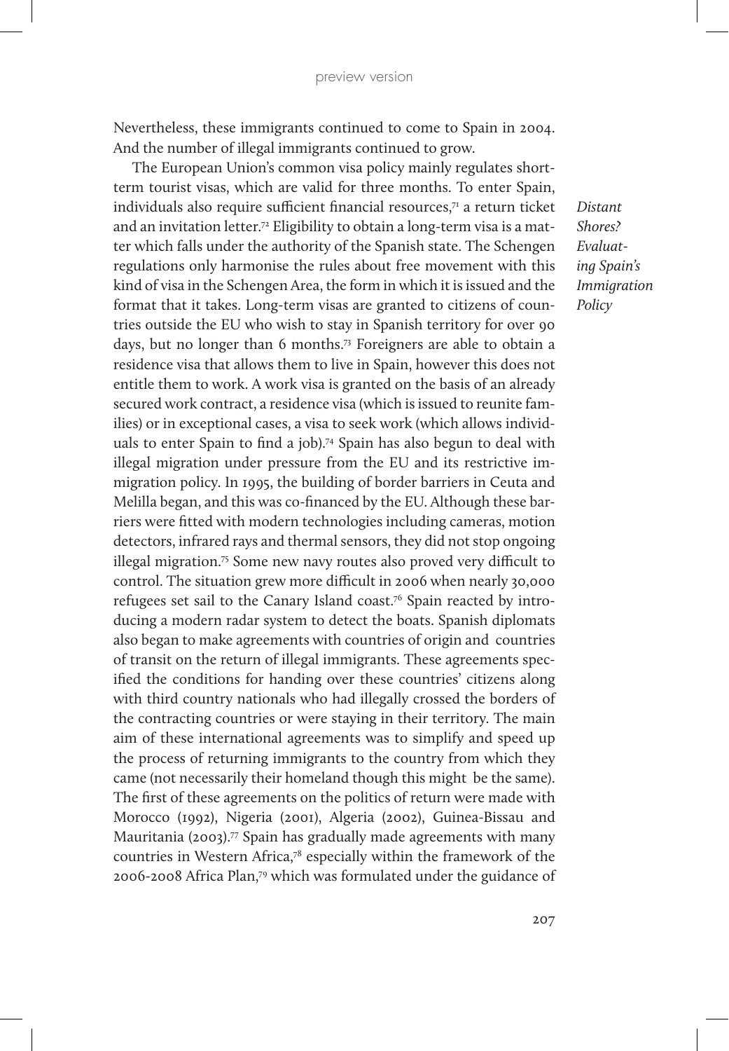Nevertheless, these immigrants continued to come to Spain in 2004. And the number of illegal immigrants continued to grow.

The European Union's common visa policy mainly regulates short-term tourist visas, which are valid for three months. To enter Spain, individuals also require sufficient financial resources,[71] a return ticket and an invitation letter.[72] Eligibility to obtain a long-term visa is a matter which falls under the authority of the Spanish state. The Schengen regulations only harmonise the rules about free movement with this kind of visa in the Schengen Area, the form in which it is issued and the format that it takes. Long-term visas are granted to citizens of countries outside the EU who wish to stay in Spanish territory for over 90 days, but no longer than 6 months.[73] Foreigners are able to obtain a residence visa that allows them to live in Spain, however this does not entitle them to work. A work visa is granted on the basis of an already secured work contract, a residence visa (which is issued to reunite families) or in exceptional cases, a visa to seek work (which allows individuals to enter Spain to find a job).[74] Spain has also begun to deal with illegal migration under pressure from the EU and its restrictive immigration policy. In 1995, the building of border barriers in Ceuta and Melilla began, and this was co-financed by the EU. Although these barriers were fitted with modern technologies including cameras, motion detectors, infrared rays and thermal sensors, they did not stop ongoing illegal migration.[75] Some new navy routes also proved very difficult to control. The situation grew more difficult in 2006 when nearly 30,000 refugees set sail to the Canary Island coast.[76] Spain reacted by introducing a modern radar system to detect the boats. Spanish diplomats also began to make agreements with countries of origin and countries of transit on the return of illegal immigrants. These agreements specified the conditions for handing over these countries' citizens along with third country nationals who had illegally crossed the borders of the contracting countries or were staying in their territory. The main aim of these international agreements was to simplify and speed up the process of returning immigrants to the country from which they came (not necessarily their homeland though this might be the same). The first of these agreements on the politics of return were made with Morocco (1992), Nigeria (2001), Algeria (2002), Guinea-Bissau and Mauritania (2003).[77] Spain has gradually made agreements with many countries in Western Africa,[78] especially within the framework of the 2006-2008 Africa Plan,[79] which was formulated under the guidance of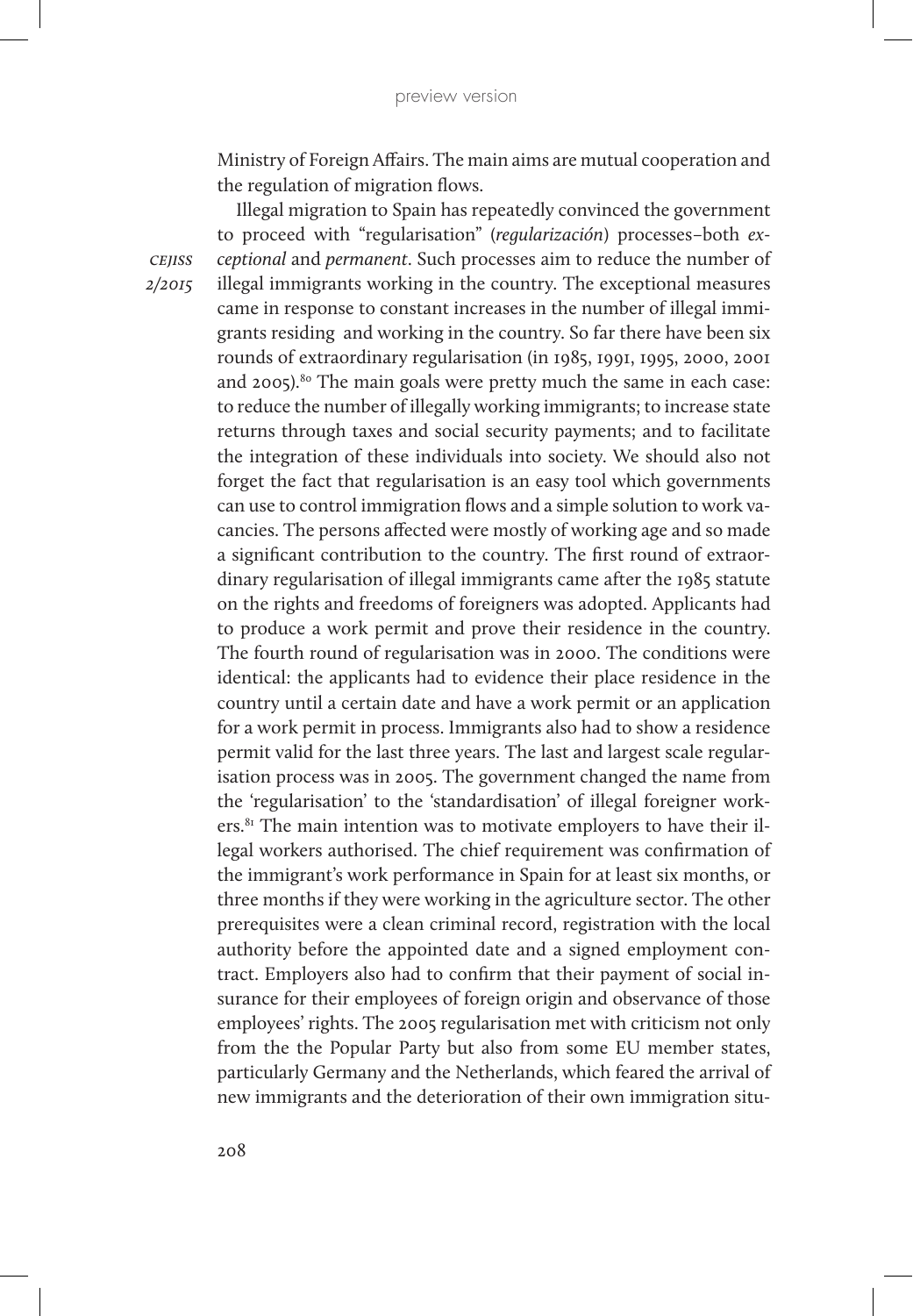Ministry of Foreign Affairs. The main aims are mutual cooperation and the regulation of migration flows.

Illegal migration to Spain has repeatedly convinced the government to proceed with "regularisation" (*regularización*) processes–both *exceptional* and *permanent*. Such processes aim to reduce the number of illegal immigrants working in the country. The exceptional measures came in response to constant increases in the number of illegal immigrants residing and working in the country. So far there have been six rounds of extraordinary regularisation (in 1985, 1991, 1995, 2000, 2001 and 2005).[80] The main goals were pretty much the same in each case: to reduce the number of illegally working immigrants; to increase state returns through taxes and social security payments; and to facilitate the integration of these individuals into society. We should also not forget the fact that regularisation is an easy tool which governments can use to control immigration flows and a simple solution to work vacancies. The persons affected were mostly of working age and so made a significant contribution to the country. The first round of extraordinary regularisation of illegal immigrants came after the 1985 statute on the rights and freedoms of foreigners was adopted. Applicants had to produce a work permit and prove their residence in the country. The fourth round of regularisation was in 2000. The conditions were identical: the applicants had to evidence their place residence in the country until a certain date and have a work permit or an application for a work permit in process. Immigrants also had to show a residence permit valid for the last three years. The last and largest scale regularisation process was in 2005. The government changed the name from the 'regularisation' to the 'standardisation' of illegal foreigner workers.[81] The main intention was to motivate employers to have their illegal workers authorised. The chief requirement was confirmation of the immigrant's work performance in Spain for at least six months, or three months if they were working in the agriculture sector. The other prerequisites were a clean criminal record, registration with the local authority before the appointed date and a signed employment contract. Employers also had to confirm that their payment of social insurance for their employees of foreign origin and observance of those employees' rights. The 2005 regularisation met with criticism not only from the the Popular Party but also from some EU member states, particularly Germany and the Netherlands, which feared the arrival of new immigrants and the deterioration of their own immigration situ-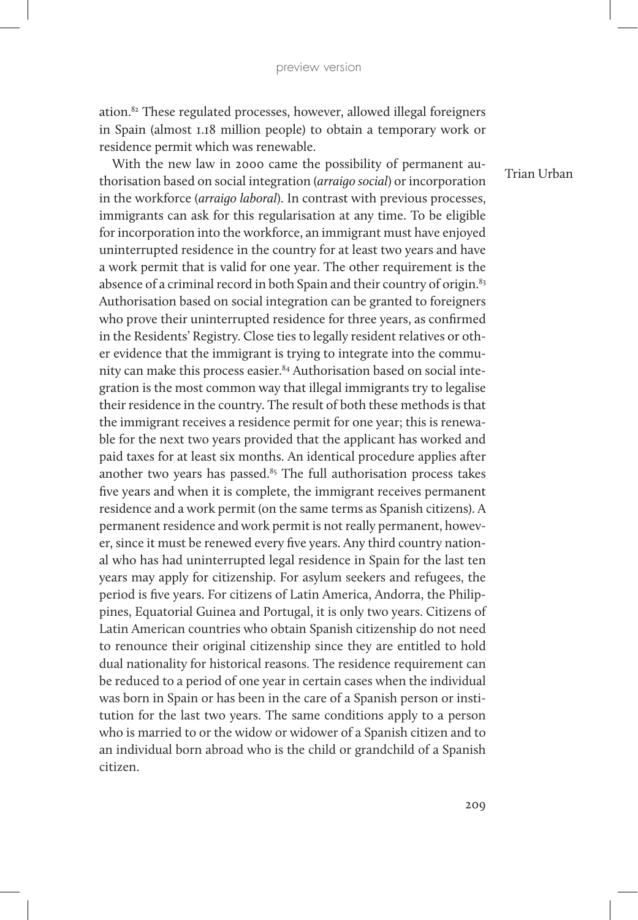ation.[82] These regulated processes, however, allowed illegal foreigners in Spain (almost 1.18 million people) to obtain a temporary work or residence permit which was renewable.

With the new law in 2000 came the possibility of permanent authorisation based on social integration (*arraigo social*) or incorporation in the workforce (*arraigo laboral*). In contrast with previous processes, immigrants can ask for this regularisation at any time. To be eligible for incorporation into the workforce, an immigrant must have enjoyed uninterrupted residence in the country for at least two years and have a work permit that is valid for one year. The other requirement is the absence of a criminal record in both Spain and their country of origin.[83] Authorisation based on social integration can be granted to foreigners who prove their uninterrupted residence for three years, as confirmed in the Residents' Registry. Close ties to legally resident relatives or other evidence that the immigrant is trying to integrate into the community can make this process easier.[84] Authorisation based on social integration is the most common way that illegal immigrants try to legalise their residence in the country. The result of both these methods is that the immigrant receives a residence permit for one year; this is renewable for the next two years provided that the applicant has worked and paid taxes for at least six months. An identical procedure applies after another two years has passed.[85] The full authorisation process takes five years and when it is complete, the immigrant receives permanent residence and a work permit (on the same terms as Spanish citizens). A permanent residence and work permit is not really permanent, however, since it must be renewed every five years. Any third country national who has had uninterrupted legal residence in Spain for the last ten years may apply for citizenship. For asylum seekers and refugees, the period is five years. For citizens of Latin America, Andorra, the Philippines, Equatorial Guinea and Portugal, it is only two years. Citizens of Latin American countries who obtain Spanish citizenship do not need to renounce their original citizenship since they are entitled to hold dual nationality for historical reasons. The residence requirement can be reduced to a period of one year in certain cases when the individual was born in Spain or has been in the care of a Spanish person or institution for the last two years. The same conditions apply to a person who is married to or the widow or widower of a Spanish citizen and to an individual born abroad who is the child or grandchild of a Spanish citizen.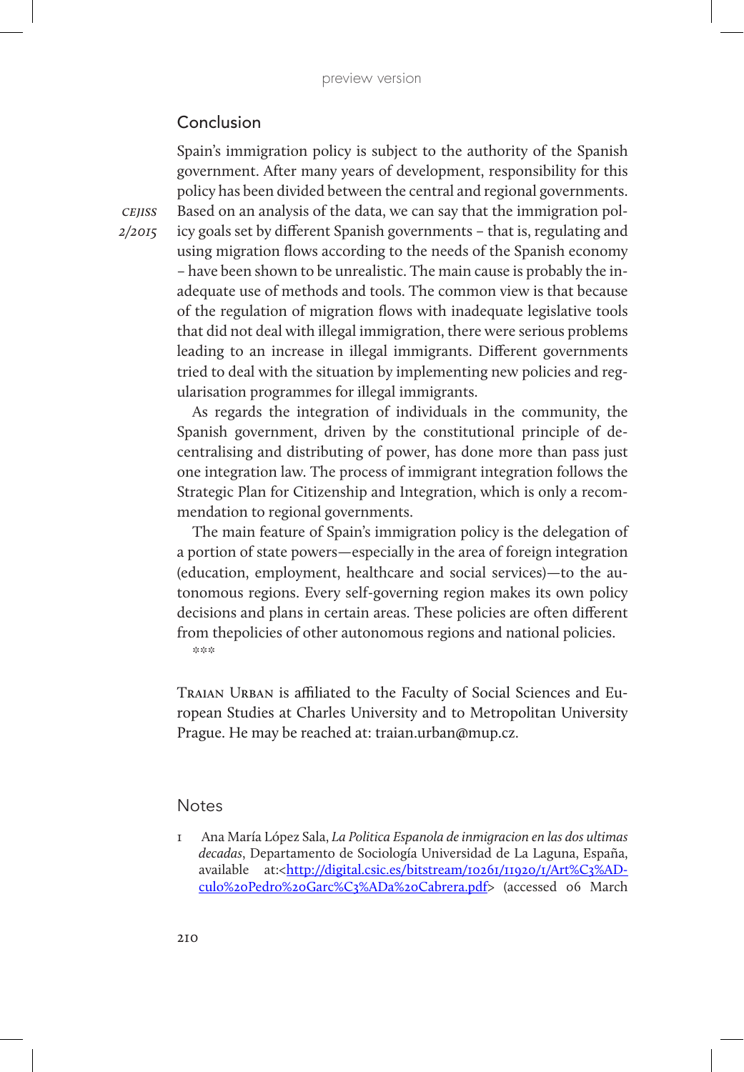## Conclusion

Spain's immigration policy is subject to the authority of the Spanish government. After many years of development, responsibility for this policy has been divided between the central and regional governments. Based on an analysis of the data, we can say that the immigration policy goals set by different Spanish governments – that is, regulating and using migration flows according to the needs of the Spanish economy – have been shown to be unrealistic. The main cause is probably the inadequate use of methods and tools. The common view is that because of the regulation of migration flows with inadequate legislative tools that did not deal with illegal immigration, there were serious problems leading to an increase in illegal immigrants. Different governments tried to deal with the situation by implementing new policies and regularisation programmes for illegal immigrants.

As regards the integration of individuals in the community, the Spanish government, driven by the constitutional principle of decentralising and distributing of power, has done more than pass just one integration law. The process of immigrant integration follows the Strategic Plan for Citizenship and Integration, which is only a recommendation to regional governments.

The main feature of Spain's immigration policy is the delegation of a portion of state powers—especially in the area of foreign integration (education, employment, healthcare and social services)—to the autonomous regions. Every self-governing region makes its own policy decisions and plans in certain areas. These policies are often different from thepolicies of other autonomous regions and national policies.

\*\*\*

Traian Urban is affiliated to the Faculty of Social Sciences and European Studies at Charles University and to Metropolitan University Prague. He may be reached at: traian.urban@mup.cz.

## Notes

1 Ana María López Sala, *La Politica Espanola de inmigracion en las dos ultimas decadas*, Departamento de Sociología Universidad de La Laguna, España, available at:<http://digital.csic.es/bitstream/10261/11920/1/Art%C3%ADculo%20Pedro%20Garc%C3%ADa%20Cabrera.pdf> (accessed 06 March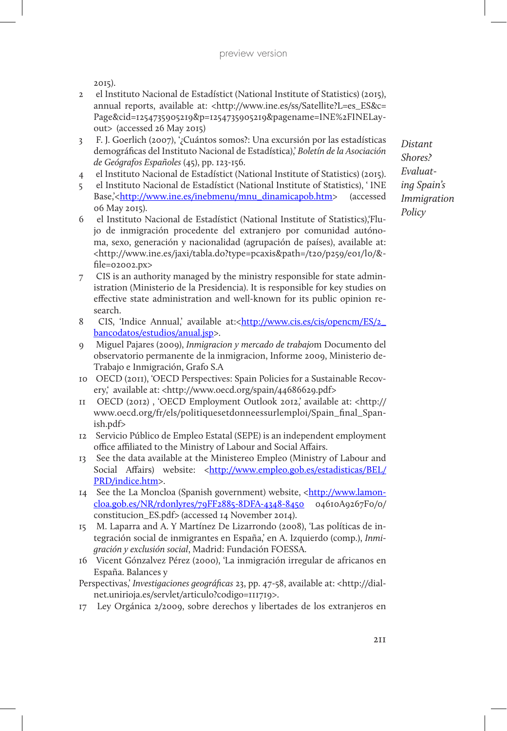2015).

2 el Instituto Nacional de Estadístict (National Institute of Statistics) (2015), annual reports, available at: <http://www.ine.es/ss/Satellite?L=es_ES&c=Page&cid=1254735905219&p=1254735905219&pagename=INE%2FINELayout> (accessed 26 May 2015)

3 F. J. Goerlich (2007), '¿Cuántos somos?: Una excursión por las estadísticas demográficas del Instituto Nacional de Estadística),' *Boletín de la Asociación de Geógrafos Españoles* (45), pp. 123-156.

4 el Instituto Nacional de Estadístict (National Institute of Statistics) (2015).

5 el Instituto Nacional de Estadístict (National Institute of Statistics), ' INE Base,'<http://www.ine.es/inebmenu/mnu_dinamicapob.htm> (accessed 06 May 2015).

6 el Instituto Nacional de Estadístict (National Institute of Statistics),'Flujo de inmigración procedente del extranjero por comunidad autónoma, sexo, generación y nacionalidad (agrupación de países), available at: <http://www.ine.es/jaxi/tabla.do?type=pcaxis&path=/t20/p259/e01/l0/&file=02002.px>

7 CIS is an authority managed by the ministry responsible for state administration (Ministerio de la Presidencia). It is responsible for key studies on effective state administration and well-known for its public opinion research.

8 CIS, 'Indice Annual,' available at:<http://www.cis.es/cis/opencm/ES/2_bancodatos/estudios/anual.jsp>.

9 Miguel Pajares (2009), *Inmigracion y mercado de trabajo*m Documento del observatorio permanente de la inmigracion, Informe 2009, Ministerio de-Trabajo e Inmigración, Grafo S.A

10 OECD (2011), 'OECD Perspectives: Spain Policies for a Sustainable Recovery,' available at: <http://www.oecd.org/spain/44686629.pdf>

11 OECD (2012) , 'OECD Employment Outlook 2012,' available at: <http://www.oecd.org/fr/els/politiquesetdonneessurlemploi/Spain_final_Spanish.pdf>

12 Servicio Público de Empleo Estatal (SEPE) is an independent employment office affiliated to the Ministry of Labour and Social Affairs.

13 See the data available at the Ministereo Empleo (Ministry of Labour and Social Affairs) website: <http://www.empleo.gob.es/estadisticas/BEL/PRD/indice.htm>.

14 See the La Moncloa (Spanish government) website, <http://www.lamoncloa.gob.es/NR/rdonlyres/79FF2885-8DFA-4348-8450 04610A9267F0/0/constitucion_ES.pdf> (accessed 14 November 2014).

15 M. Laparra and A. Y Martínez De Lizarrondo (2008), 'Las políticas de integración social de inmigrantes en España,' en A. Izquierdo (comp.), *Inmigración y exclusión social*, Madrid: Fundación FOESSA.

16 Vicent Gónzalvez Pérez (2000), 'La inmigración irregular de africanos en España. Balances y Perspectivas,' *Investigaciones geográficas* 23, pp. 47-58, available at: <http://dialnet.unirioja.es/servlet/articulo?codigo=111719>.

17 Ley Orgánica 2/2009, sobre derechos y libertades de los extranjeros en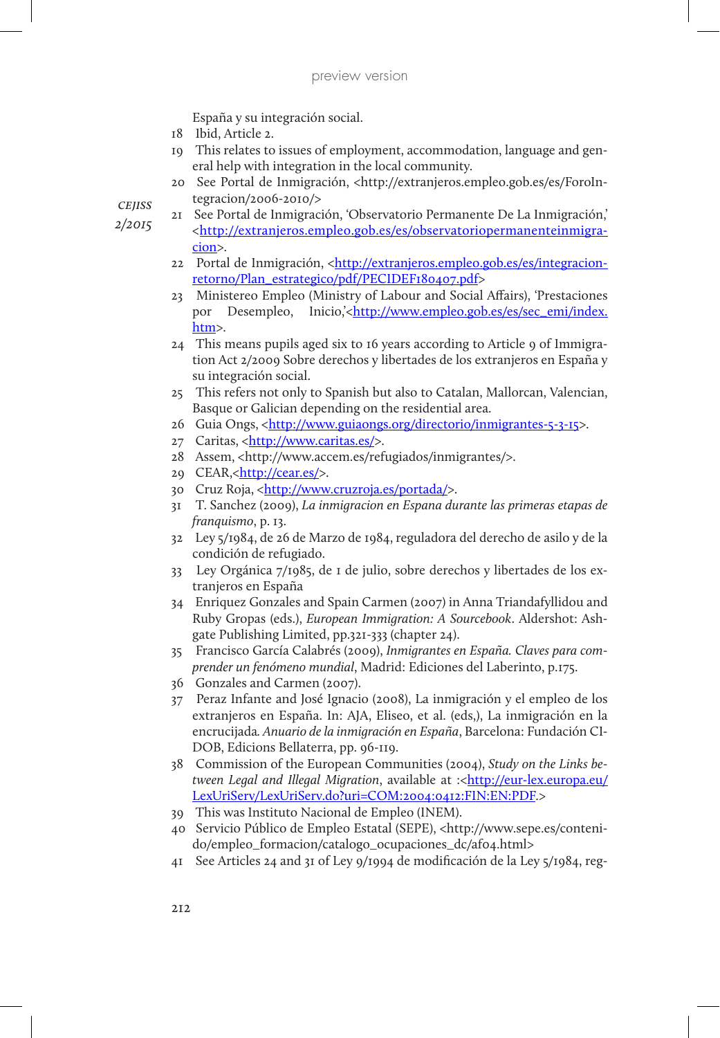España y su integración social.

18 Ibid, Article 2.

19 This relates to issues of employment, accommodation, language and general help with integration in the local community.

20 See Portal de Inmigración, <http://extranjeros.empleo.gob.es/es/ForoIntegracion/2006-2010/>

21 See Portal de Inmigración, 'Observatorio Permanente De La Inmigración,' <http://extranjeros.empleo.gob.es/es/observatoriopermanenteinmigracion>.

22 Portal de Inmigración, <http://extranjeros.empleo.gob.es/es/integracion-retorno/Plan_estrategico/pdf/PECIDEF180407.pdf>

23 Ministereo Empleo (Ministry of Labour and Social Affairs), 'Prestaciones por Desempleo, Inicio,'<http://www.empleo.gob.es/es/sec_emi/index.htm>.

24 This means pupils aged six to 16 years according to Article 9 of Immigration Act 2/2009 Sobre derechos y libertades de los extranjeros en España y su integración social.

25 This refers not only to Spanish but also to Catalan, Mallorcan, Valencian, Basque or Galician depending on the residential area.

26 Guia Ongs, <http://www.guiaongs.org/directorio/inmigrantes-5-3-15>.

27 Caritas, <http://www.caritas.es/>.

28 Assem, <http://www.accem.es/refugiados/inmigrantes/>.

29 CEAR,<http://cear.es/>.

30 Cruz Roja, <http://www.cruzroja.es/portada/>.

31 T. Sanchez (2009), *La inmigracion en Espana durante las primeras etapas de franquismo*, p. 13.

32 Ley 5/1984, de 26 de Marzo de 1984, reguladora del derecho de asilo y de la condición de refugiado.

33 Ley Orgánica 7/1985, de 1 de julio, sobre derechos y libertades de los extranjeros en España

34 Enriquez Gonzales and Spain Carmen (2007) in Anna Triandafyllidou and Ruby Gropas (eds.), *European Immigration: A Sourcebook*. Aldershot: Ashgate Publishing Limited, pp.321-333 (chapter 24).

35 Francisco García Calabrés (2009), *Inmigrantes en España. Claves para comprender un fenómeno mundial*, Madrid: Ediciones del Laberinto, p.175.

36 Gonzales and Carmen (2007).

37 Peraz Infante and José Ignacio (2008), La inmigración y el empleo de los extranjeros en España. In: AJA, Eliseo, et al. (eds,), La inmigración en la encrucijada*. Anuario de la inmigración en España*, Barcelona: Fundación CIDOB, Edicions Bellaterra, pp. 96-119.

38 Commission of the European Communities (2004), *Study on the Links between Legal and Illegal Migration*, available at :<http://eur-lex.europa.eu/LexUriServ/LexUriServ.do?uri=COM:2004:0412:FIN:EN:PDF.>

39 This was Instituto Nacional de Empleo (INEM).

40 Servicio Público de Empleo Estatal (SEPE), <http://www.sepe.es/contenido/empleo_formacion/catalogo_ocupaciones_dc/af04.html>

41 See Articles 24 and 31 of Ley 9/1994 de modificación de la Ley 5/1984, reg-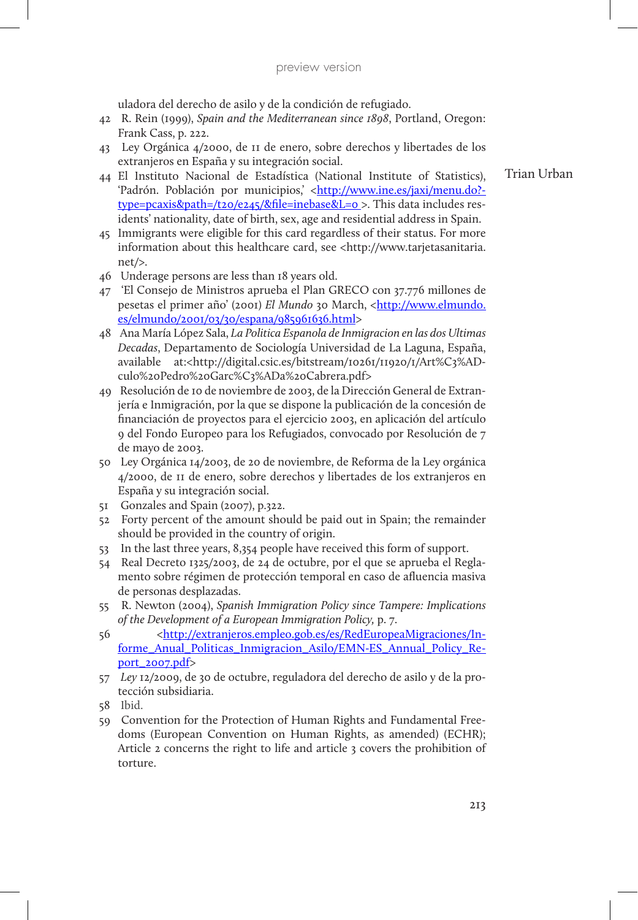uladora del derecho de asilo y de la condición de refugiado.

42 R. Rein (1999), *Spain and the Mediterranean since 1898*, Portland, Oregon: Frank Cass, p. 222.

43 Ley Orgánica 4/2000, de 11 de enero, sobre derechos y libertades de los extranjeros en España y su integración social.

44 El Instituto Nacional de Estadística (National Institute of Statistics), 'Padrón. Población por municipios,' <http://www.ine.es/jaxi/menu.do?-type=pcaxis&path=/t20/e245/&file=inebase&L=0 >. This data includes residents' nationality, date of birth, sex, age and residential address in Spain.

45 Immigrants were eligible for this card regardless of their status. For more information about this healthcare card, see <http://www.tarjetasanitaria.net/>.

46 Underage persons are less than 18 years old.

47 'El Consejo de Ministros aprueba el Plan GRECO con 37.776 millones de pesetas el primer año' (2001) *El Mundo* 30 March, <http://www.elmundo.es/elmundo/2001/03/30/espana/985961636.html>

48 Ana María López Sala, *La Politica Espanola de Inmigracion en las dos Ultimas Decadas*, Departamento de Sociología Universidad de La Laguna, España, available at:<http://digital.csic.es/bitstream/10261/11920/1/Art%C3%AD-culo%20Pedro%20Garc%C3%ADa%20Cabrera.pdf>

49 Resolución de 10 de noviembre de 2003, de la Dirección General de Extranjería e Inmigración, por la que se dispone la publicación de la concesión de financiación de proyectos para el ejercicio 2003, en aplicación del artículo 9 del Fondo Europeo para los Refugiados, convocado por Resolución de 7 de mayo de 2003.

50 Ley Orgánica 14/2003, de 20 de noviembre, de Reforma de la Ley orgánica 4/2000, de 11 de enero, sobre derechos y libertades de los extranjeros en España y su integración social.

51 Gonzales and Spain (2007), p.322.

52 Forty percent of the amount should be paid out in Spain; the remainder should be provided in the country of origin.

53 In the last three years, 8,354 people have received this form of support.

54 Real Decreto 1325/2003, de 24 de octubre, por el que se aprueba el Reglamento sobre régimen de protección temporal en caso de afluencia masiva de personas desplazadas.

55 R. Newton (2004), *Spanish Immigration Policy since Tampere: Implications of the Development of a European Immigration Policy,* p. 7.

56 <http://extranjeros.empleo.gob.es/es/RedEuropeaMigraciones/Informe_Anual_Politicas_Inmigracion_Asilo/EMN-ES_Annual_Policy_Report_2007.pdf>

57 *Ley* 12/2009, de 30 de octubre, reguladora del derecho de asilo y de la protección subsidiaria.

58 Ibid.

59 Convention for the Protection of Human Rights and Fundamental Freedoms (European Convention on Human Rights, as amended) (ECHR); Article 2 concerns the right to life and article 3 covers the prohibition of torture.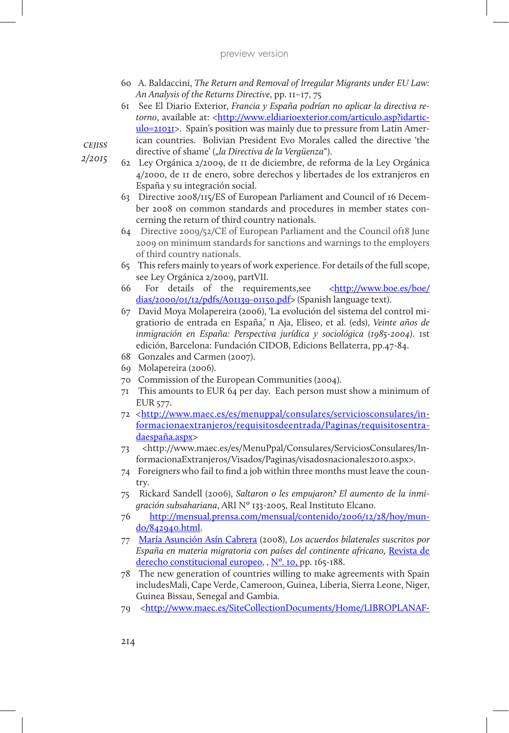60 A. Baldaccini, *The Return and Removal of Irregular Migrants under EU Law: An Analysis of the Returns Directive*, pp. 11–17, 75

61 See El Diario Exterior, *Francia y España podrían no aplicar la directiva retorno*, available at: <http://www.eldiarioexterior.com/articulo.asp?idarticulo=21031>. Spain's position was mainly due to pressure from Latin American countries. Bolivian President Evo Morales called the directive 'the directive of shame' („*la Directiva de la Vergüenza*").

62 Ley Orgánica 2/2009, de 11 de diciembre, de reforma de la Ley Orgánica 4/2000, de 11 de enero, sobre derechos y libertades de los extranjeros en España y su integración social.

63 Directive 2008/115/ES of European Parliament and Council of 16 December 2008 on common standards and procedures in member states concerning the return of third country nationals.

64 Directive 2009/52/CE of European Parliament and the Council of18 June 2009 on minimum standards for sanctions and warnings to the employers of third country nationals.

65 This refers mainly to years of work experience. For details of the full scope, see Ley Orgánica 2/2009, partVII.

66 For details of the requirements,see <http://www.boe.es/boe/dias/2000/01/12/pdfs/A01139-01150.pdf> (Spanish language text).

67 David Moya Molapereira (2006), 'La evolución del sistema del control migratiorio de entrada en España,' n Aja, Eliseo, et al. (eds), *Veinte años de inmigración en España: Perspectiva jurídica y sociológica (1985-2004)*. 1st edición, Barcelona: Fundación CIDOB, Edicions Bellaterra, pp.47-84.

68 Gonzales and Carmen (2007).

69 Molapereira (2006).

70 Commission of the European Communities (2004).

71 This amounts to EUR 64 per day. Each person must show a minimum of EUR 577.

72 <http://www.maec.es/es/menuppal/consulares/serviciosconsulares/informacionaextranjeros/requisitosdeentrada/Paginas/requisitosentradaespaña.aspx>

73 <http://www.maec.es/es/MenuPpal/Consulares/ServiciosConsulares/InformacionaExtranjeros/Visados/Paginas/visadosnacionales2010.aspx>.

74 Foreigners who fail to find a job within three months must leave the country.

75 Rickard Sandell (2006), *Saltaron o les empujaron? El aumento de la inmigración subsahariana*, ARI Nº 133-2005, Real Instituto Elcano.

76 http://mensual.prensa.com/mensual/contenido/2006/12/28/hoy/mundo/842940.html.

77 María Asunción Asín Cabrera (2008), *Los acuerdos bilaterales suscritos por España en materia migratoria con países del continente africano,* Revista de derecho constitucional europeo, , Nº. 10, pp. 165-188.

78 The new generation of countries willing to make agreements with Spain includesMali, Cape Verde, Cameroon, Guinea, Liberia, Sierra Leone, Niger, Guinea Bissau, Senegal and Gambia.

79 <http://www.maec.es/SiteCollectionDocuments/Home/LIBROPLANAF-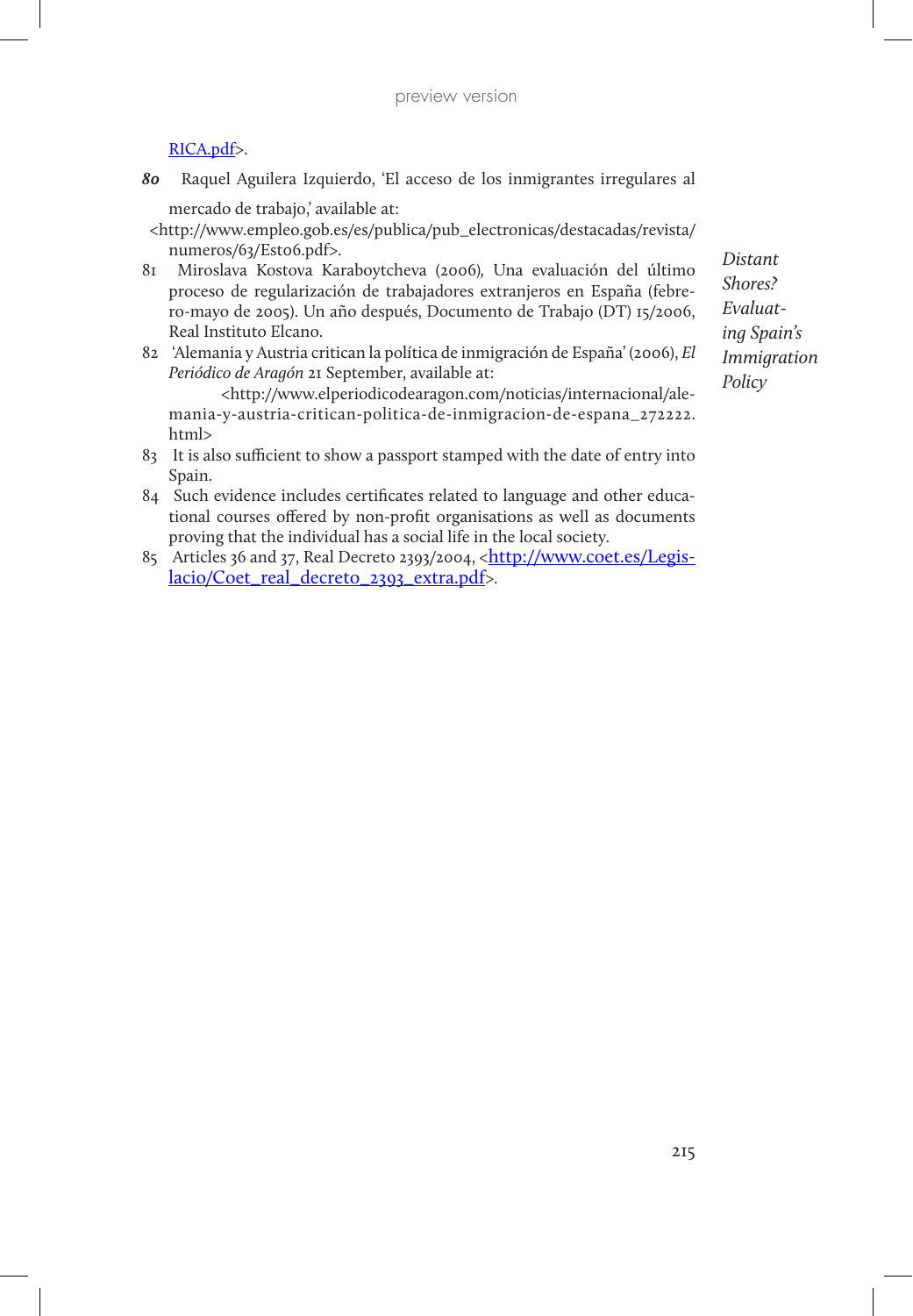RICA.pdf>.

80 Raquel Aguilera Izquierdo, 'El acceso de los inmigrantes irregulares al mercado de trabajo,' available at: <http://www.empleo.gob.es/es/publica/pub_electronicas/destacadas/revista/numeros/63/Est06.pdf>.

81 Miroslava Kostova Karaboytcheva (2006), Una evaluación del último proceso de regularización de trabajadores extranjeros en España (febrero-mayo de 2005). Un año después, Documento de Trabajo (DT) 15/2006, Real Instituto Elcano.

82 'Alemania y Austria critican la política de inmigración de España' (2006), *El Periódico de Aragón* 21 September, available at: <http://www.elperiodicodearagon.com/noticias/internacional/alemania-y-austria-critican-politica-de-inmigracion-de-espana_272222.html>

83 It is also sufficient to show a passport stamped with the date of entry into Spain.

84 Such evidence includes certificates related to language and other educational courses offered by non-profit organisations as well as documents proving that the individual has a social life in the local society.

85 Articles 36 and 37, Real Decreto 2393/2004, <http://www.coet.es/Legislacio/Coet_real_decreto_2393_extra.pdf>.